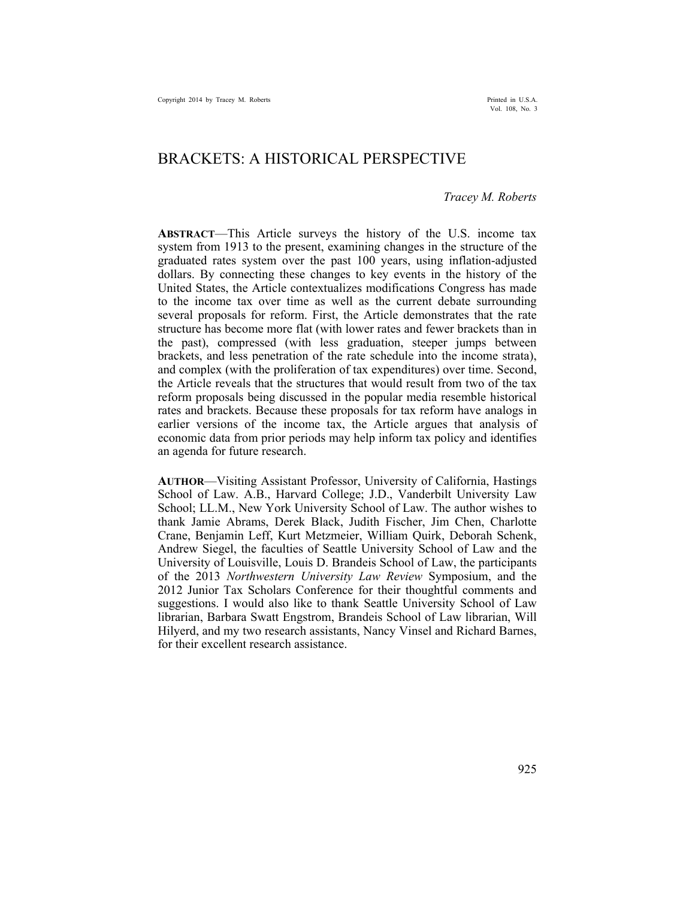# BRACKETS: A HISTORICAL PERSPECTIVE

*Tracey M. Roberts*

**ABSTRACT**—This Article surveys the history of the U.S. income tax system from 1913 to the present, examining changes in the structure of the graduated rates system over the past 100 years, using inflation-adjusted dollars. By connecting these changes to key events in the history of the United States, the Article contextualizes modifications Congress has made to the income tax over time as well as the current debate surrounding several proposals for reform. First, the Article demonstrates that the rate structure has become more flat (with lower rates and fewer brackets than in the past), compressed (with less graduation, steeper jumps between brackets, and less penetration of the rate schedule into the income strata), and complex (with the proliferation of tax expenditures) over time. Second, the Article reveals that the structures that would result from two of the tax reform proposals being discussed in the popular media resemble historical rates and brackets. Because these proposals for tax reform have analogs in earlier versions of the income tax, the Article argues that analysis of economic data from prior periods may help inform tax policy and identifies an agenda for future research.

**AUTHOR**—Visiting Assistant Professor, University of California, Hastings School of Law. A.B., Harvard College; J.D., Vanderbilt University Law School; LL.M., New York University School of Law. The author wishes to thank Jamie Abrams, Derek Black, Judith Fischer, Jim Chen, Charlotte Crane, Benjamin Leff, Kurt Metzmeier, William Quirk, Deborah Schenk, Andrew Siegel, the faculties of Seattle University School of Law and the University of Louisville, Louis D. Brandeis School of Law, the participants of the 2013 *Northwestern University Law Review* Symposium, and the 2012 Junior Tax Scholars Conference for their thoughtful comments and suggestions. I would also like to thank Seattle University School of Law librarian, Barbara Swatt Engstrom, Brandeis School of Law librarian, Will Hilyerd, and my two research assistants, Nancy Vinsel and Richard Barnes, for their excellent research assistance.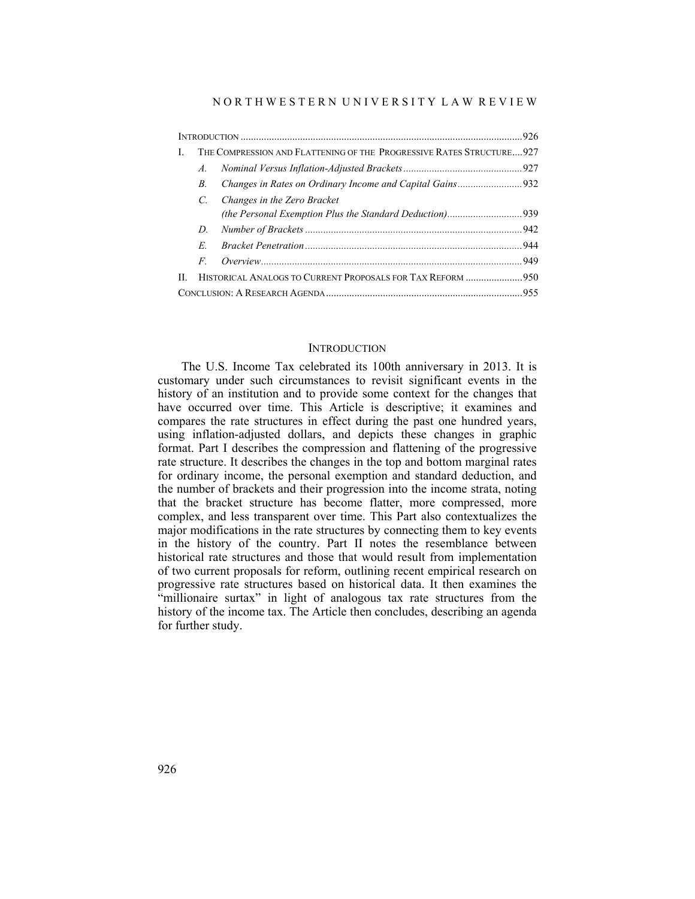- INTRODUCTION ............ 926
- I. THE COMPRESSION AND FLATTENING OF THE PROGRESSIVE RATES STRUCTURE.... 927
  - *A. Nominal Versus Inflation-Adjusted Brackets* ............ 927
  - *B. Changes in Rates on Ordinary Income and Capital Gains* ............ 932
  - *C. Changes in the Zero Bracket (the Personal Exemption Plus the Standard Deduction)* ............ 939
  - *D. Number of Brackets* ............ 942
  - *E. Bracket Penetration* ............ 944
  - *F. Overview* ............ 949
- II. HISTORICAL ANALOGS TO CURRENT PROPOSALS FOR TAX REFORM ............ 950
- CONCLUSION: A RESEARCH AGENDA ............ 955

## INTRODUCTION

The U.S. Income Tax celebrated its 100th anniversary in 2013. It is customary under such circumstances to revisit significant events in the history of an institution and to provide some context for the changes that have occurred over time. This Article is descriptive; it examines and compares the rate structures in effect during the past one hundred years, using inflation-adjusted dollars, and depicts these changes in graphic format. Part I describes the compression and flattening of the progressive rate structure. It describes the changes in the top and bottom marginal rates for ordinary income, the personal exemption and standard deduction, and the number of brackets and their progression into the income strata, noting that the bracket structure has become flatter, more compressed, more complex, and less transparent over time. This Part also contextualizes the major modifications in the rate structures by connecting them to key events in the history of the country. Part II notes the resemblance between historical rate structures and those that would result from implementation of two current proposals for reform, outlining recent empirical research on progressive rate structures based on historical data. It then examines the "millionaire surtax" in light of analogous tax rate structures from the history of the income tax. The Article then concludes, describing an agenda for further study.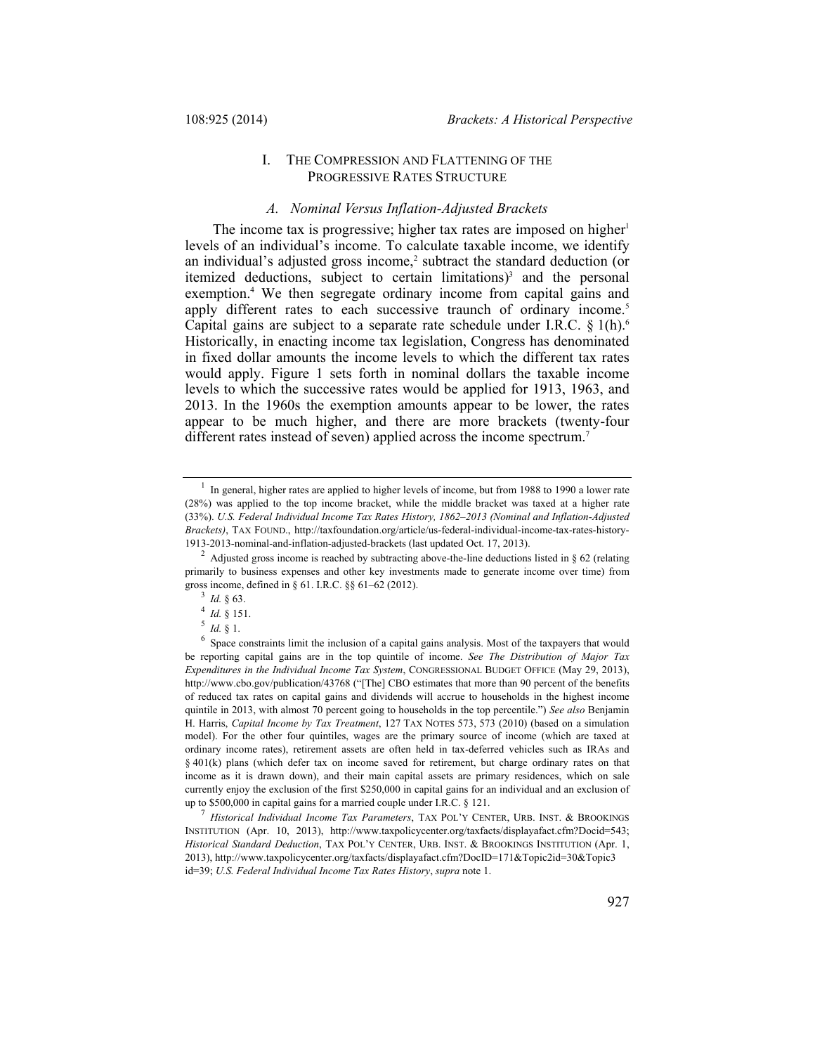## I. THE COMPRESSION AND FLATTENING OF THE PROGRESSIVE RATES STRUCTURE

### *A. Nominal Versus Inflation-Adjusted Brackets*

The income tax is progressive; higher tax rates are imposed on higher[1] levels of an individual's income. To calculate taxable income, we identify an individual's adjusted gross income,[2] subtract the standard deduction (or itemized deductions, subject to certain limitations)[3] and the personal exemption.[4] We then segregate ordinary income from capital gains and apply different rates to each successive traunch of ordinary income.[5] Capital gains are subject to a separate rate schedule under I.R.C. § 1(h).[6] Historically, in enacting income tax legislation, Congress has denominated in fixed dollar amounts the income levels to which the different tax rates would apply. Figure 1 sets forth in nominal dollars the taxable income levels to which the successive rates would be applied for 1913, 1963, and 2013. In the 1960s the exemption amounts appear to be lower, the rates appear to be much higher, and there are more brackets (twenty-four different rates instead of seven) applied across the income spectrum.[7]

---

[1] In general, higher rates are applied to higher levels of income, but from 1988 to 1990 a lower rate (28%) was applied to the top income bracket, while the middle bracket was taxed at a higher rate (33%). *U.S. Federal Individual Income Tax Rates History, 1862–2013 (Nominal and Inflation-Adjusted Brackets)*, TAX FOUND., http://taxfoundation.org/article/us-federal-individual-income-tax-rates-history-1913-2013-nominal-and-inflation-adjusted-brackets (last updated Oct. 17, 2013).

[2] Adjusted gross income is reached by subtracting above-the-line deductions listed in § 62 (relating primarily to business expenses and other key investments made to generate income over time) from gross income, defined in § 61. I.R.C. §§ 61–62 (2012).

[3] *Id.* § 63.

[4] *Id.* § 151.

[5] *Id.* § 1.

[6] Space constraints limit the inclusion of a capital gains analysis. Most of the taxpayers that would be reporting capital gains are in the top quintile of income. *See The Distribution of Major Tax Expenditures in the Individual Income Tax System*, CONGRESSIONAL BUDGET OFFICE (May 29, 2013), http://www.cbo.gov/publication/43768 ("[The] CBO estimates that more than 90 percent of the benefits of reduced tax rates on capital gains and dividends will accrue to households in the highest income quintile in 2013, with almost 70 percent going to households in the top percentile.") *See also* Benjamin H. Harris, *Capital Income by Tax Treatment*, 127 TAX NOTES 573, 573 (2010) (based on a simulation model). For the other four quintiles, wages are the primary source of income (which are taxed at ordinary income rates), retirement assets are often held in tax-deferred vehicles such as IRAs and § 401(k) plans (which defer tax on income saved for retirement, but charge ordinary rates on that income as it is drawn down), and their main capital assets are primary residences, which on sale currently enjoy the exclusion of the first $250,000 in capital gains for an individual and an exclusion of up to $500,000 in capital gains for a married couple under I.R.C. § 121.

[7] *Historical Individual Income Tax Parameters*, TAX POL'Y CENTER, URB. INST. & BROOKINGS INSTITUTION (Apr. 10, 2013), http://www.taxpolicycenter.org/taxfacts/displayafact.cfm?Docid=543; *Historical Standard Deduction*, TAX POL'Y CENTER, URB. INST. & BROOKINGS INSTITUTION (Apr. 1, 2013), http://www.taxpolicycenter.org/taxfacts/displayafact.cfm?DocID=171&Topic2id=30&Topic3id=39; *U.S. Federal Individual Income Tax Rates History*, *supra* note 1.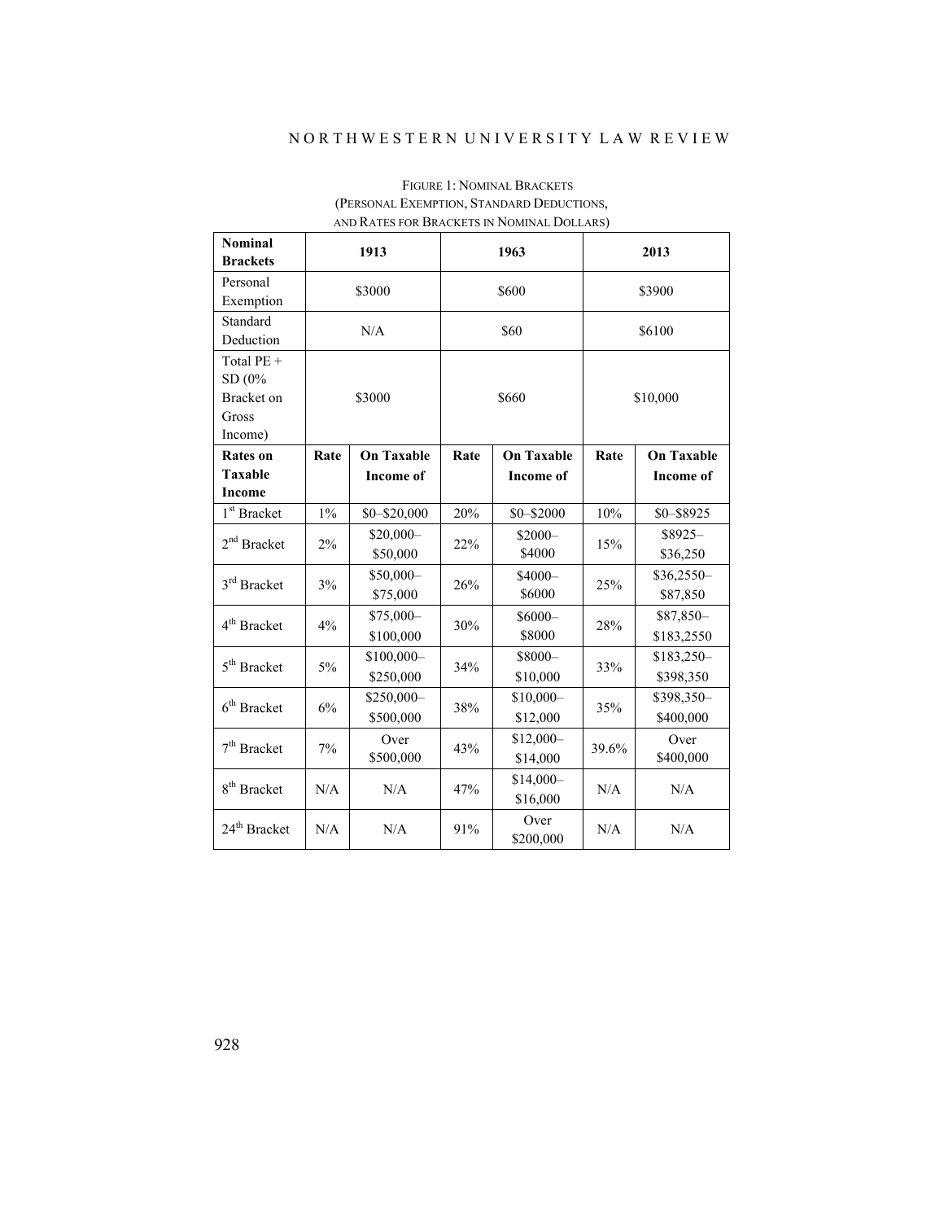FIGURE 1: NOMINAL BRACKETS
(PERSONAL EXEMPTION, STANDARD DEDUCTIONS,
AND RATES FOR BRACKETS IN NOMINAL DOLLARS)

| Nominal Brackets | 1913 | | 1963 | | 2013 | |
|---|---|---|---|---|---|---|
| Personal Exemption | \$3000 | | \$600 | | \$3900 | |
| Standard Deduction | N/A | | \$60 | | \$6100 | |
| Total PE + SD (0% Bracket on Gross Income) | \$3000 | | \$660 | | \$10,000 | |
| **Rates on Taxable Income** | **Rate** | **On Taxable Income of** | **Rate** | **On Taxable Income of** | **Rate** | **On Taxable Income of** |
| 1st Bracket | 1% | \$0–\$20,000 | 20% | \$0–\$2000 | 10% | \$0–\$8925 |
| 2nd Bracket | 2% | \$20,000–\$50,000 | 22% | \$2000–\$4000 | 15% | \$8925–\$36,250 |
| 3rd Bracket | 3% | \$50,000–\$75,000 | 26% | \$4000–\$6000 | 25% | \$36,2550–\$87,850 |
| 4th Bracket | 4% | \$75,000–\$100,000 | 30% | \$6000–\$8000 | 28% | \$87,850–\$183,2550 |
| 5th Bracket | 5% | \$100,000–\$250,000 | 34% | \$8000–\$10,000 | 33% | \$183,250–\$398,350 |
| 6th Bracket | 6% | \$250,000–\$500,000 | 38% | \$10,000–\$12,000 | 35% | \$398,350–\$400,000 |
| 7th Bracket | 7% | Over \$500,000 | 43% | \$12,000–\$14,000 | 39.6% | Over \$400,000 |
| 8th Bracket | N/A | N/A | 47% | \$14,000–\$16,000 | N/A | N/A |
| 24th Bracket | N/A | N/A | 91% | Over \$200,000 | N/A | N/A |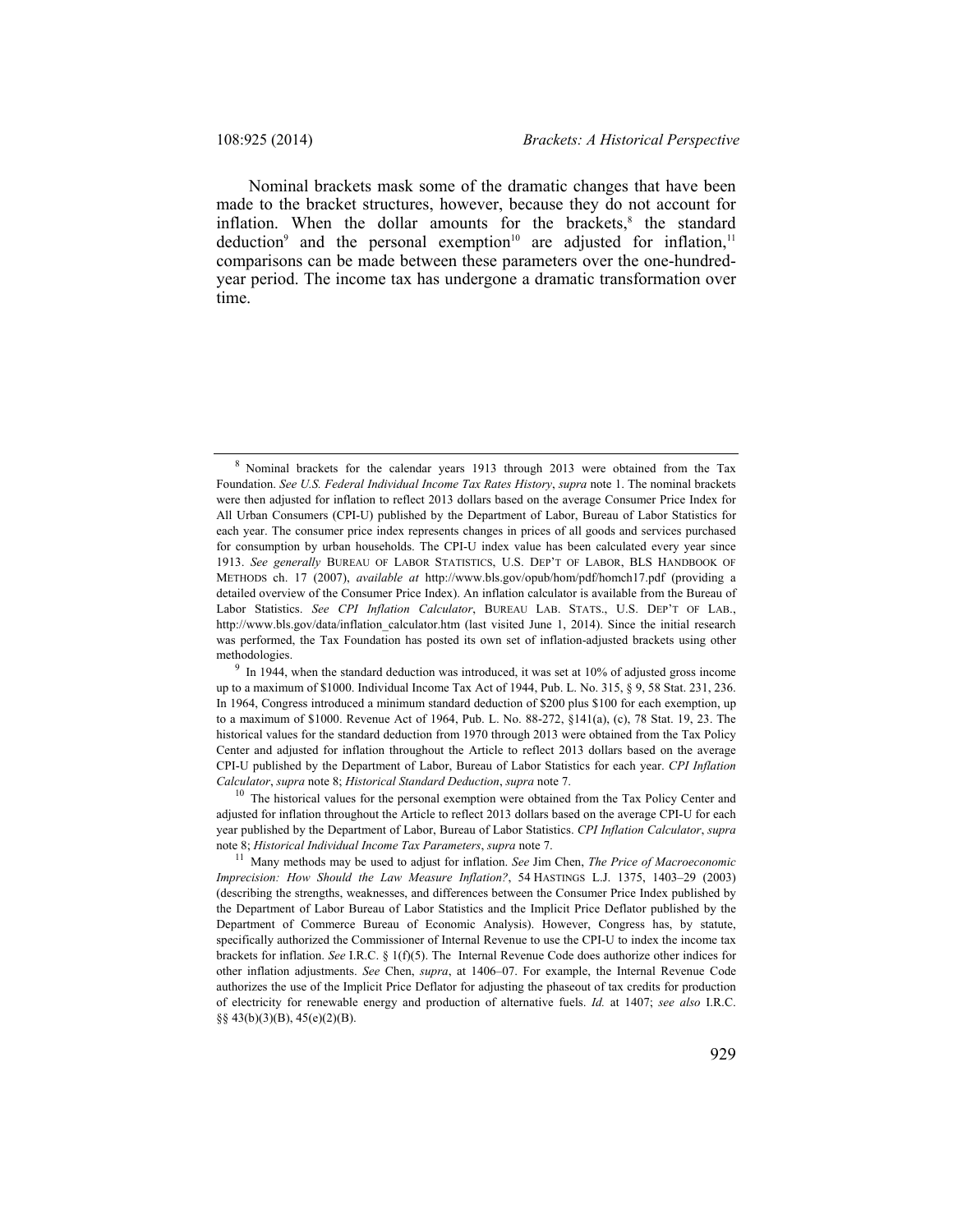Nominal brackets mask some of the dramatic changes that have been made to the bracket structures, however, because they do not account for inflation. When the dollar amounts for the brackets,[8] the standard deduction[9] and the personal exemption[10] are adjusted for inflation,[11] comparisons can be made between these parameters over the one-hundred-year period. The income tax has undergone a dramatic transformation over time.

---

[8] Nominal brackets for the calendar years 1913 through 2013 were obtained from the Tax Foundation. *See U.S. Federal Individual Income Tax Rates History*, *supra* note 1. The nominal brackets were then adjusted for inflation to reflect 2013 dollars based on the average Consumer Price Index for All Urban Consumers (CPI-U) published by the Department of Labor, Bureau of Labor Statistics for each year. The consumer price index represents changes in prices of all goods and services purchased for consumption by urban households. The CPI-U index value has been calculated every year since 1913. *See generally* BUREAU OF LABOR STATISTICS, U.S. DEP'T OF LABOR, BLS HANDBOOK OF METHODS ch. 17 (2007), *available at* http://www.bls.gov/opub/hom/pdf/homch17.pdf (providing a detailed overview of the Consumer Price Index). An inflation calculator is available from the Bureau of Labor Statistics. *See CPI Inflation Calculator*, BUREAU LAB. STATS., U.S. DEP'T OF LAB., http://www.bls.gov/data/inflation_calculator.htm (last visited June 1, 2014). Since the initial research was performed, the Tax Foundation has posted its own set of inflation-adjusted brackets using other methodologies.

[9] In 1944, when the standard deduction was introduced, it was set at 10% of adjusted gross income up to a maximum of $1000. Individual Income Tax Act of 1944, Pub. L. No. 315, § 9, 58 Stat. 231, 236. In 1964, Congress introduced a minimum standard deduction of $200 plus $100 for each exemption, up to a maximum of $1000. Revenue Act of 1964, Pub. L. No. 88-272, §141(a), (c), 78 Stat. 19, 23. The historical values for the standard deduction from 1970 through 2013 were obtained from the Tax Policy Center and adjusted for inflation throughout the Article to reflect 2013 dollars based on the average CPI-U published by the Department of Labor, Bureau of Labor Statistics for each year. *CPI Inflation Calculator*, *supra* note 8; *Historical Standard Deduction*, *supra* note 7.

[10] The historical values for the personal exemption were obtained from the Tax Policy Center and adjusted for inflation throughout the Article to reflect 2013 dollars based on the average CPI-U for each year published by the Department of Labor, Bureau of Labor Statistics. *CPI Inflation Calculator*, *supra* note 8; *Historical Individual Income Tax Parameters*, *supra* note 7.

[11] Many methods may be used to adjust for inflation. *See* Jim Chen, *The Price of Macroeconomic Imprecision: How Should the Law Measure Inflation?*, 54 HASTINGS L.J. 1375, 1403–29 (2003) (describing the strengths, weaknesses, and differences between the Consumer Price Index published by the Department of Labor Bureau of Labor Statistics and the Implicit Price Deflator published by the Department of Commerce Bureau of Economic Analysis). However, Congress has, by statute, specifically authorized the Commissioner of Internal Revenue to use the CPI-U to index the income tax brackets for inflation. *See* I.R.C. § 1(f)(5). The Internal Revenue Code does authorize other indices for other inflation adjustments. *See* Chen, *supra*, at 1406–07. For example, the Internal Revenue Code authorizes the use of the Implicit Price Deflator for adjusting the phaseout of tax credits for production of electricity for renewable energy and production of alternative fuels. *Id.* at 1407; *see also* I.R.C. §§ 43(b)(3)(B), 45(e)(2)(B).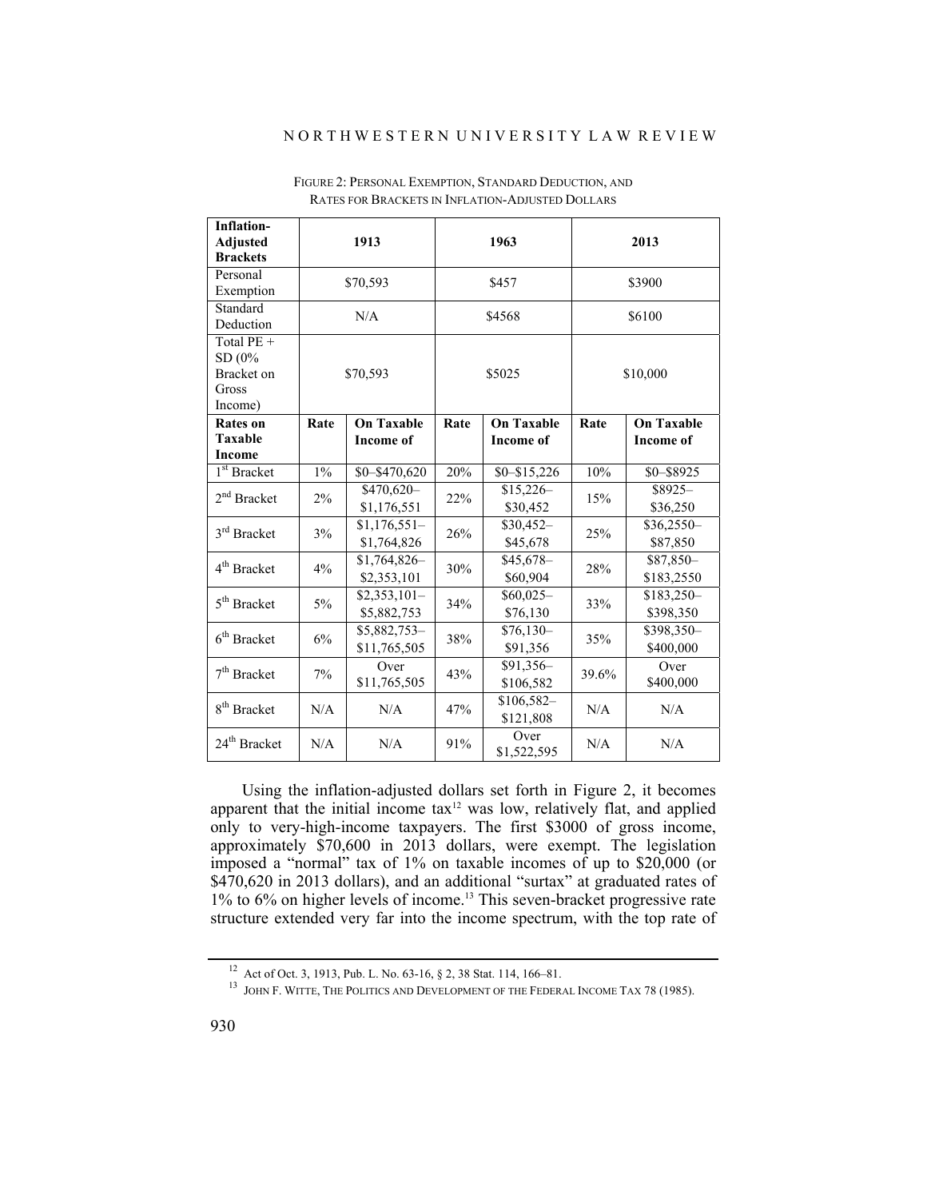FIGURE 2: PERSONAL EXEMPTION, STANDARD DEDUCTION, AND RATES FOR BRACKETS IN INFLATION-ADJUSTED DOLLARS

| Inflation-Adjusted Brackets | 1913 | | 1963 | | 2013 | |
|---|---|---|---|---|---|---|
| Personal Exemption | $70,593 | | $457 | | $3900 | |
| Standard Deduction | N/A | | $4568 | | $6100 | |
| Total PE + SD (0% Bracket on Gross Income) | $70,593 | | $5025 | | $10,000 | |
| **Rates on Taxable Income** | **Rate** | **On Taxable Income of** | **Rate** | **On Taxable Income of** | **Rate** | **On Taxable Income of** |
| 1st Bracket | 1% | $0–$470,620 | 20% | $0–$15,226 | 10% | $0–$8925 |
| 2nd Bracket | 2% | $470,620–$1,176,551 | 22% | $15,226–$30,452 | 15% | $8925–$36,250 |
| 3rd Bracket | 3% | $1,176,551–$1,764,826 | 26% | $30,452–$45,678 | 25% | $36,2550–$87,850 |
| 4th Bracket | 4% | $1,764,826–$2,353,101 | 30% | $45,678–$60,904 | 28% | $87,850–$183,2550 |
| 5th Bracket | 5% | $2,353,101–$5,882,753 | 34% | $60,025–$76,130 | 33% | $183,250–$398,350 |
| 6th Bracket | 6% | $5,882,753–$11,765,505 | 38% | $76,130–$91,356 | 35% | $398,350–$400,000 |
| 7th Bracket | 7% | Over $11,765,505 | 43% | $91,356–$106,582 | 39.6% | Over $400,000 |
| 8th Bracket | N/A | N/A | 47% | $106,582–$121,808 | N/A | N/A |
| 24th Bracket | N/A | N/A | 91% | Over $1,522,595 | N/A | N/A |

Using the inflation-adjusted dollars set forth in Figure 2, it becomes apparent that the initial income tax[12] was low, relatively flat, and applied only to very-high-income taxpayers. The first $3000 of gross income, approximately $70,600 in 2013 dollars, were exempt. The legislation imposed a "normal" tax of 1% on taxable incomes of up to $20,000 (or $470,620 in 2013 dollars), and an additional "surtax" at graduated rates of 1% to 6% on higher levels of income.[13] This seven-bracket progressive rate structure extended very far into the income spectrum, with the top rate of

[12] Act of Oct. 3, 1913, Pub. L. No. 63-16, § 2, 38 Stat. 114, 166–81.

[13] JOHN F. WITTE, THE POLITICS AND DEVELOPMENT OF THE FEDERAL INCOME TAX 78 (1985).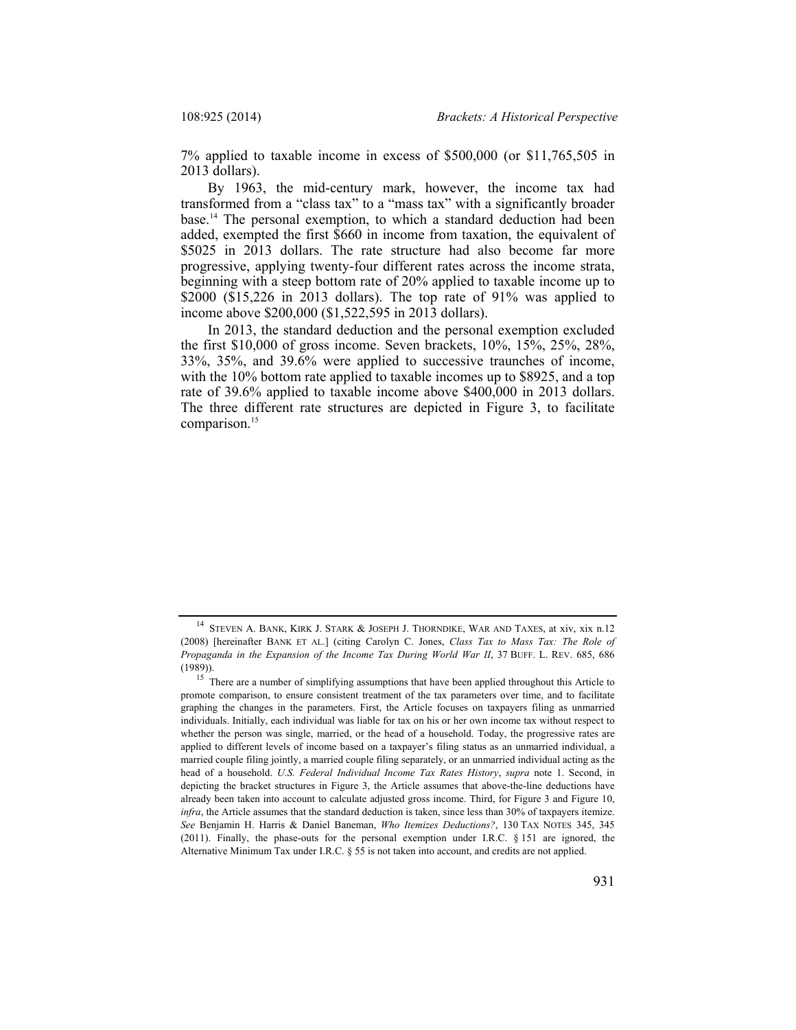7% applied to taxable income in excess of $500,000 (or $11,765,505 in 2013 dollars).

By 1963, the mid-century mark, however, the income tax had transformed from a "class tax" to a "mass tax" with a significantly broader base.[14] The personal exemption, to which a standard deduction had been added, exempted the first $660 in income from taxation, the equivalent of $5025 in 2013 dollars. The rate structure had also become far more progressive, applying twenty-four different rates across the income strata, beginning with a steep bottom rate of 20% applied to taxable income up to $2000 ($15,226 in 2013 dollars). The top rate of 91% was applied to income above $200,000 ($1,522,595 in 2013 dollars).

In 2013, the standard deduction and the personal exemption excluded the first $10,000 of gross income. Seven brackets, 10%, 15%, 25%, 28%, 33%, 35%, and 39.6% were applied to successive traunches of income, with the 10% bottom rate applied to taxable incomes up to $8925, and a top rate of 39.6% applied to taxable income above $400,000 in 2013 dollars. The three different rate structures are depicted in Figure 3, to facilitate comparison.[15]

---

[14] STEVEN A. BANK, KIRK J. STARK & JOSEPH J. THORNDIKE, WAR AND TAXES, at xiv, xix n.12 (2008) [hereinafter BANK ET AL.] (citing Carolyn C. Jones, *Class Tax to Mass Tax: The Role of Propaganda in the Expansion of the Income Tax During World War II*, 37 BUFF. L. REV. 685, 686 (1989)).

[15] There are a number of simplifying assumptions that have been applied throughout this Article to promote comparison, to ensure consistent treatment of the tax parameters over time, and to facilitate graphing the changes in the parameters. First, the Article focuses on taxpayers filing as unmarried individuals. Initially, each individual was liable for tax on his or her own income tax without respect to whether the person was single, married, or the head of a household. Today, the progressive rates are applied to different levels of income based on a taxpayer's filing status as an unmarried individual, a married couple filing jointly, a married couple filing separately, or an unmarried individual acting as the head of a household. *U.S. Federal Individual Income Tax Rates History*, *supra* note 1. Second, in depicting the bracket structures in Figure 3, the Article assumes that above-the-line deductions have already been taken into account to calculate adjusted gross income. Third, for Figure 3 and Figure 10, *infra*, the Article assumes that the standard deduction is taken, since less than 30% of taxpayers itemize. *See* Benjamin H. Harris & Daniel Baneman, *Who Itemizes Deductions?*, 130 TAX NOTES 345, 345 (2011). Finally, the phase-outs for the personal exemption under I.R.C. § 151 are ignored, the Alternative Minimum Tax under I.R.C. § 55 is not taken into account, and credits are not applied.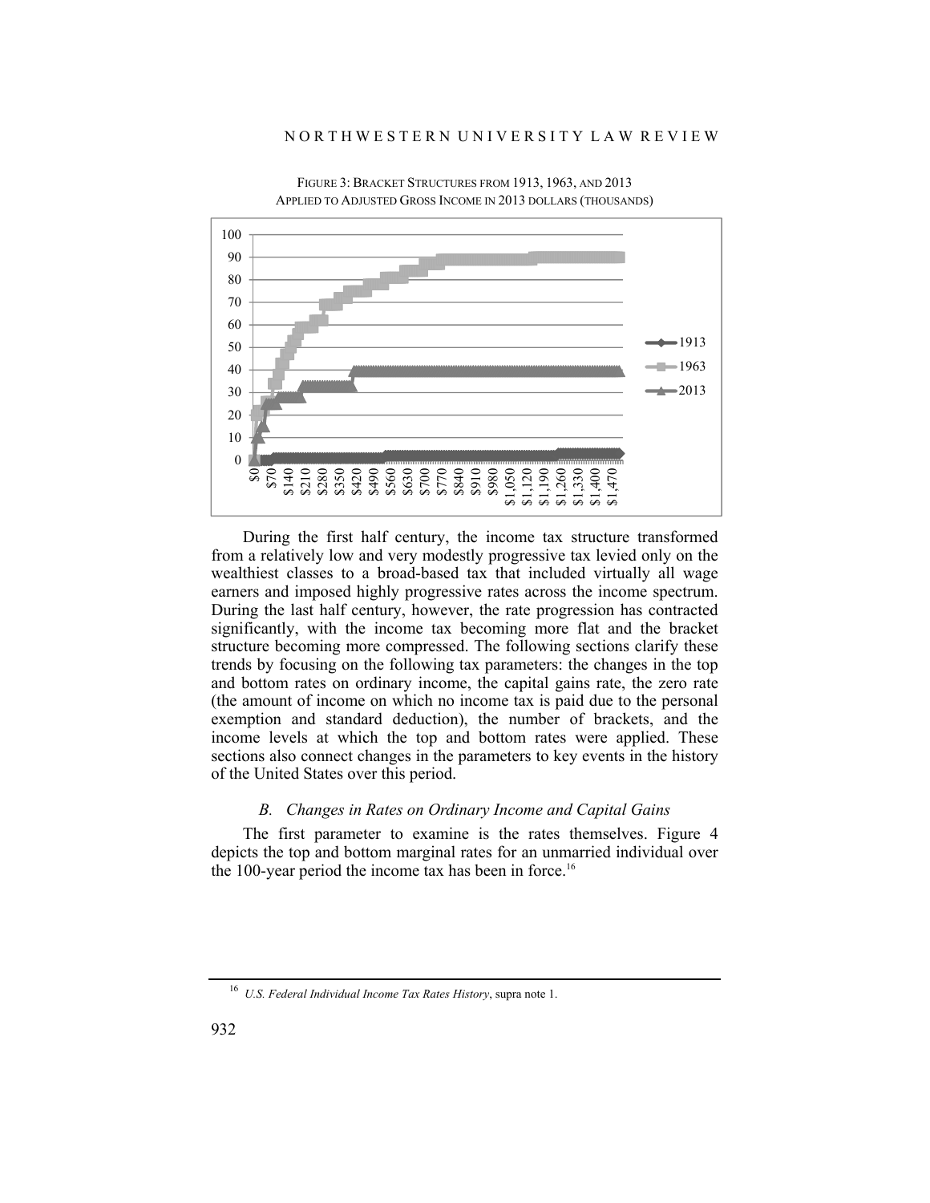FIGURE 3: BRACKET STRUCTURES FROM 1913, 1963, AND 2013 APPLIED TO ADJUSTED GROSS INCOME IN 2013 DOLLARS (THOUSANDS)

During the first half century, the income tax structure transformed from a relatively low and very modestly progressive tax levied only on the wealthiest classes to a broad-based tax that included virtually all wage earners and imposed highly progressive rates across the income spectrum. During the last half century, however, the rate progression has contracted significantly, with the income tax becoming more flat and the bracket structure becoming more compressed. The following sections clarify these trends by focusing on the following tax parameters: the changes in the top and bottom rates on ordinary income, the capital gains rate, the zero rate (the amount of income on which no income tax is paid due to the personal exemption and standard deduction), the number of brackets, and the income levels at which the top and bottom rates were applied. These sections also connect changes in the parameters to key events in the history of the United States over this period.

### *B. Changes in Rates on Ordinary Income and Capital Gains*

The first parameter to examine is the rates themselves. Figure 4 depicts the top and bottom marginal rates for an unmarried individual over the 100-year period the income tax has been in force.[16]

---

[16] *U.S. Federal Individual Income Tax Rates History*, supra note 1.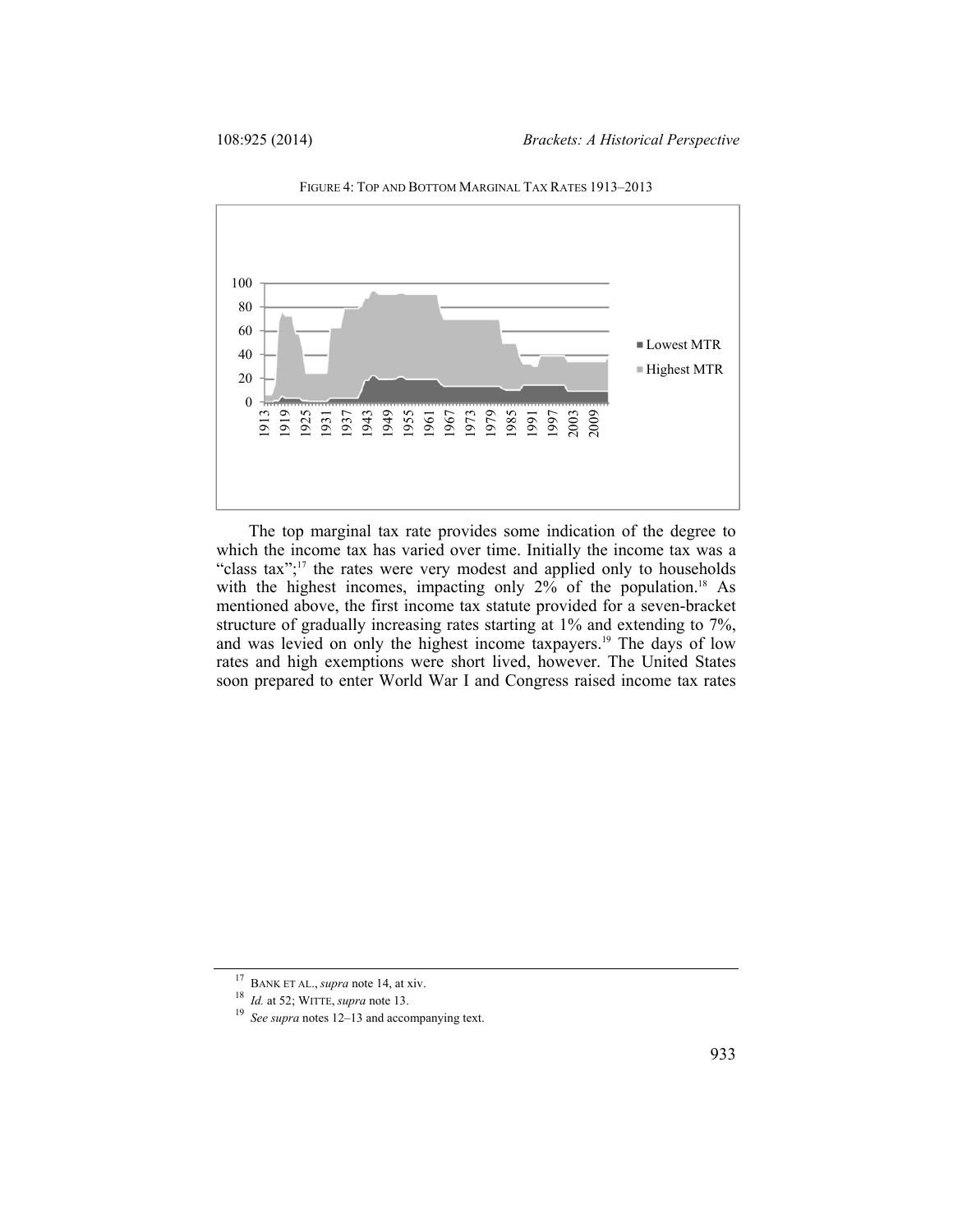FIGURE 4: TOP AND BOTTOM MARGINAL TAX RATES 1913–2013

The top marginal tax rate provides some indication of the degree to which the income tax has varied over time. Initially the income tax was a "class tax";[17] the rates were very modest and applied only to households with the highest incomes, impacting only 2% of the population.[18] As mentioned above, the first income tax statute provided for a seven-bracket structure of gradually increasing rates starting at 1% and extending to 7%, and was levied on only the highest income taxpayers.[19] The days of low rates and high exemptions were short lived, however. The United States soon prepared to enter World War I and Congress raised income tax rates

---

[17] BANK ET AL., *supra* note 14, at xiv.

[18] *Id.* at 52; WITTE, *supra* note 13.

[19] *See supra* notes 12–13 and accompanying text.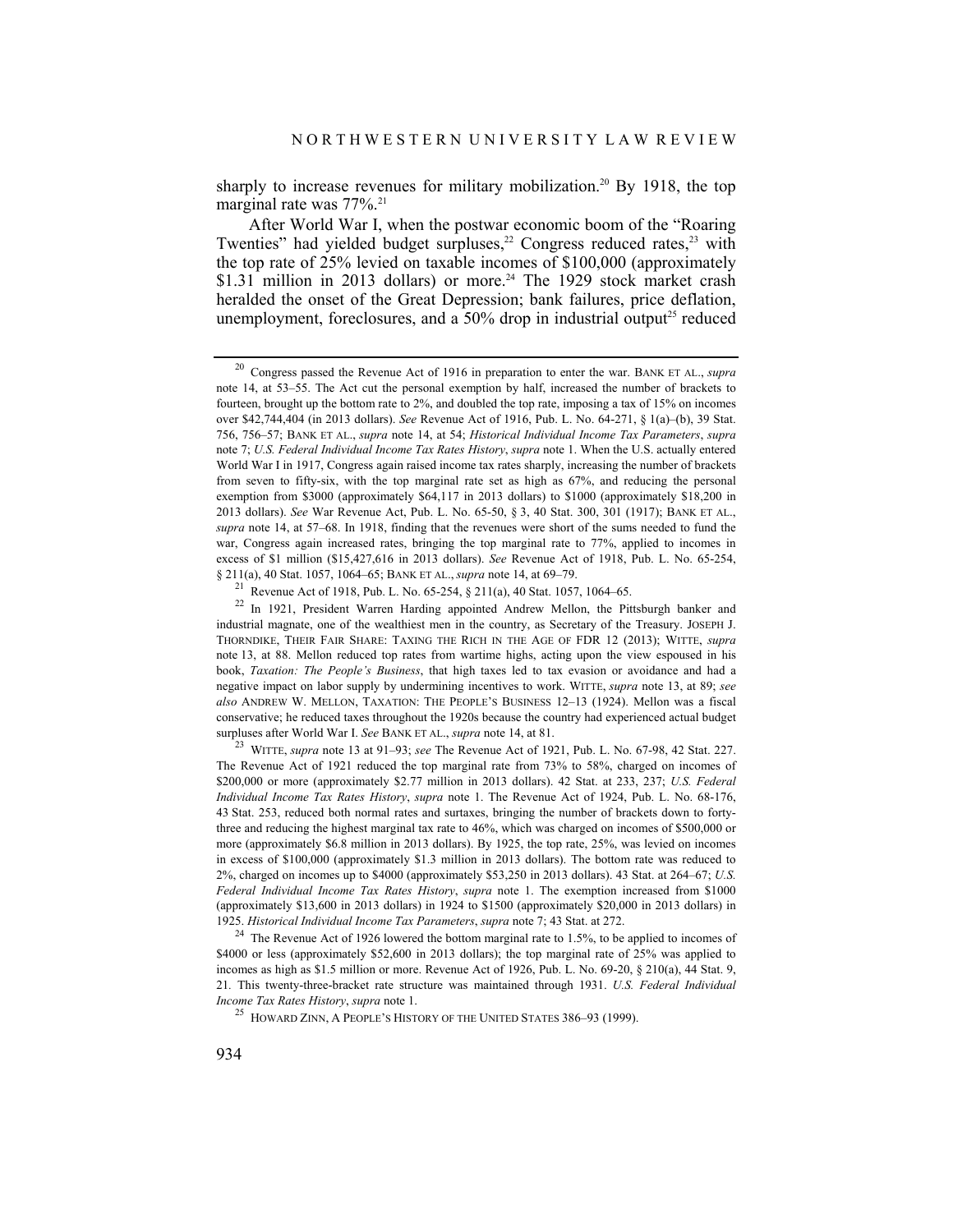sharply to increase revenues for military mobilization.[20] By 1918, the top marginal rate was 77%.[21]

After World War I, when the postwar economic boom of the "Roaring Twenties" had yielded budget surpluses,[22] Congress reduced rates,[23] with the top rate of 25% levied on taxable incomes of $100,000 (approximately $1.31 million in 2013 dollars) or more.[24] The 1929 stock market crash heralded the onset of the Great Depression; bank failures, price deflation, unemployment, foreclosures, and a 50% drop in industrial output[25] reduced

---

[20] Congress passed the Revenue Act of 1916 in preparation to enter the war. BANK ET AL., *supra* note 14, at 53–55. The Act cut the personal exemption by half, increased the number of brackets to fourteen, brought up the bottom rate to 2%, and doubled the top rate, imposing a tax of 15% on incomes over $42,744,404 (in 2013 dollars). *See* Revenue Act of 1916, Pub. L. No. 64-271, § 1(a)–(b), 39 Stat. 756, 756–57; BANK ET AL., *supra* note 14, at 54; *Historical Individual Income Tax Parameters*, *supra* note 7; *U.S. Federal Individual Income Tax Rates History*, *supra* note 1. When the U.S. actually entered World War I in 1917, Congress again raised income tax rates sharply, increasing the number of brackets from seven to fifty-six, with the top marginal rate set as high as 67%, and reducing the personal exemption from $3000 (approximately $64,117 in 2013 dollars) to $1000 (approximately $18,200 in 2013 dollars). *See* War Revenue Act, Pub. L. No. 65-50, § 3, 40 Stat. 300, 301 (1917); BANK ET AL., *supra* note 14, at 57–68. In 1918, finding that the revenues were short of the sums needed to fund the war, Congress again increased rates, bringing the top marginal rate to 77%, applied to incomes in excess of $1 million ($15,427,616 in 2013 dollars). *See* Revenue Act of 1918, Pub. L. No. 65-254, § 211(a), 40 Stat. 1057, 1064–65; BANK ET AL., *supra* note 14, at 69–79.

[21] Revenue Act of 1918, Pub. L. No. 65-254, § 211(a), 40 Stat. 1057, 1064–65.

[22] In 1921, President Warren Harding appointed Andrew Mellon, the Pittsburgh banker and industrial magnate, one of the wealthiest men in the country, as Secretary of the Treasury. JOSEPH J. THORNDIKE, THEIR FAIR SHARE: TAXING THE RICH IN THE AGE OF FDR 12 (2013); WITTE, *supra* note 13, at 88. Mellon reduced top rates from wartime highs, acting upon the view espoused in his book, *Taxation: The People's Business*, that high taxes led to tax evasion or avoidance and had a negative impact on labor supply by undermining incentives to work. WITTE, *supra* note 13, at 89; *see also* ANDREW W. MELLON, TAXATION: THE PEOPLE'S BUSINESS 12–13 (1924). Mellon was a fiscal conservative; he reduced taxes throughout the 1920s because the country had experienced actual budget surpluses after World War I. *See* BANK ET AL., *supra* note 14, at 81.

[23] WITTE, *supra* note 13 at 91–93; *see* The Revenue Act of 1921, Pub. L. No. 67-98, 42 Stat. 227. The Revenue Act of 1921 reduced the top marginal rate from 73% to 58%, charged on incomes of $200,000 or more (approximately $2.77 million in 2013 dollars). 42 Stat. at 233, 237; *U.S. Federal Individual Income Tax Rates History*, *supra* note 1. The Revenue Act of 1924, Pub. L. No. 68-176, 43 Stat. 253, reduced both normal rates and surtaxes, bringing the number of brackets down to forty-three and reducing the highest marginal tax rate to 46%, which was charged on incomes of $500,000 or more (approximately $6.8 million in 2013 dollars). By 1925, the top rate, 25%, was levied on incomes in excess of $100,000 (approximately $1.3 million in 2013 dollars). The bottom rate was reduced to 2%, charged on incomes up to $4000 (approximately $53,250 in 2013 dollars). 43 Stat. at 264–67; *U.S. Federal Individual Income Tax Rates History*, *supra* note 1. The exemption increased from $1000 (approximately $13,600 in 2013 dollars) in 1924 to $1500 (approximately $20,000 in 2013 dollars) in 1925. *Historical Individual Income Tax Parameters*, *supra* note 7; 43 Stat. at 272.

[24] The Revenue Act of 1926 lowered the bottom marginal rate to 1.5%, to be applied to incomes of $4000 or less (approximately $52,600 in 2013 dollars); the top marginal rate of 25% was applied to incomes as high as $1.5 million or more. Revenue Act of 1926, Pub. L. No. 69-20, § 210(a), 44 Stat. 9, 21. This twenty-three-bracket rate structure was maintained through 1931. *U.S. Federal Individual Income Tax Rates History*, *supra* note 1.

[25] HOWARD ZINN, A PEOPLE'S HISTORY OF THE UNITED STATES 386–93 (1999).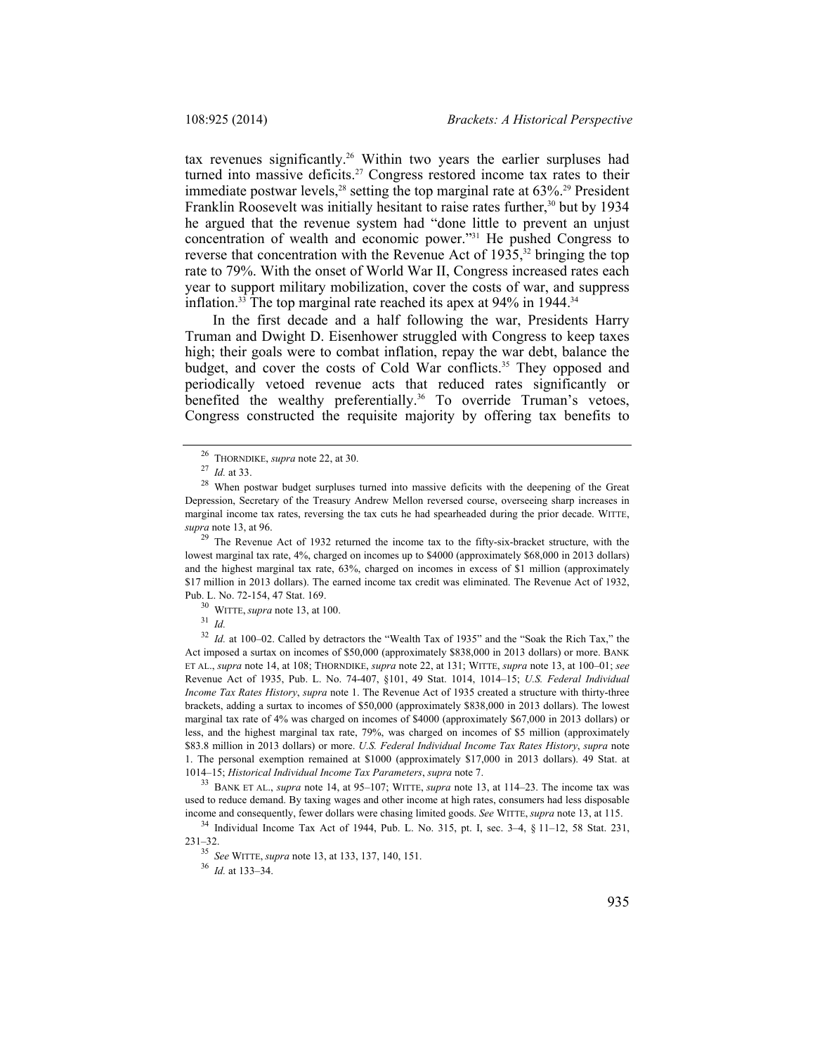tax revenues significantly.[26] Within two years the earlier surpluses had turned into massive deficits.[27] Congress restored income tax rates to their immediate postwar levels,[28] setting the top marginal rate at 63%.[29] President Franklin Roosevelt was initially hesitant to raise rates further,[30] but by 1934 he argued that the revenue system had "done little to prevent an unjust concentration of wealth and economic power."[31] He pushed Congress to reverse that concentration with the Revenue Act of 1935,[32] bringing the top rate to 79%. With the onset of World War II, Congress increased rates each year to support military mobilization, cover the costs of war, and suppress inflation.[33] The top marginal rate reached its apex at 94% in 1944.[34]

In the first decade and a half following the war, Presidents Harry Truman and Dwight D. Eisenhower struggled with Congress to keep taxes high; their goals were to combat inflation, repay the war debt, balance the budget, and cover the costs of Cold War conflicts.[35] They opposed and periodically vetoed revenue acts that reduced rates significantly or benefited the wealthy preferentially.[36] To override Truman's vetoes, Congress constructed the requisite majority by offering tax benefits to

---

[26] THORNDIKE, *supra* note 22, at 30.

[27] *Id.* at 33.

[28] When postwar budget surpluses turned into massive deficits with the deepening of the Great Depression, Secretary of the Treasury Andrew Mellon reversed course, overseeing sharp increases in marginal income tax rates, reversing the tax cuts he had spearheaded during the prior decade. WITTE, *supra* note 13, at 96.

[29] The Revenue Act of 1932 returned the income tax to the fifty-six-bracket structure, with the lowest marginal tax rate, 4%, charged on incomes up to $4000 (approximately $68,000 in 2013 dollars) and the highest marginal tax rate, 63%, charged on incomes in excess of $1 million (approximately $17 million in 2013 dollars). The earned income tax credit was eliminated. The Revenue Act of 1932, Pub. L. No. 72-154, 47 Stat. 169.

[30] WITTE, *supra* note 13, at 100.

[31] *Id.*

[32] *Id.* at 100–02. Called by detractors the "Wealth Tax of 1935" and the "Soak the Rich Tax," the Act imposed a surtax on incomes of $50,000 (approximately $838,000 in 2013 dollars) or more. BANK ET AL., *supra* note 14, at 108; THORNDIKE, *supra* note 22, at 131; WITTE, *supra* note 13, at 100–01; *see* Revenue Act of 1935, Pub. L. No. 74-407, §101, 49 Stat. 1014, 1014–15; *U.S. Federal Individual Income Tax Rates History*, *supra* note 1. The Revenue Act of 1935 created a structure with thirty-three brackets, adding a surtax to incomes of $50,000 (approximately $838,000 in 2013 dollars). The lowest marginal tax rate of 4% was charged on incomes of $4000 (approximately $67,000 in 2013 dollars) or less, and the highest marginal tax rate, 79%, was charged on incomes of $5 million (approximately $83.8 million in 2013 dollars) or more. *U.S. Federal Individual Income Tax Rates History*, *supra* note 1. The personal exemption remained at $1000 (approximately $17,000 in 2013 dollars). 49 Stat. at 1014–15; *Historical Individual Income Tax Parameters*, *supra* note 7.

[33] BANK ET AL., *supra* note 14, at 95–107; WITTE, *supra* note 13, at 114–23. The income tax was used to reduce demand. By taxing wages and other income at high rates, consumers had less disposable income and consequently, fewer dollars were chasing limited goods. *See* WITTE, *supra* note 13, at 115.

[34] Individual Income Tax Act of 1944, Pub. L. No. 315, pt. I, sec. 3–4, § 11–12, 58 Stat. 231, 231–32.

[35] *See* WITTE, *supra* note 13, at 133, 137, 140, 151.

[36] *Id.* at 133–34.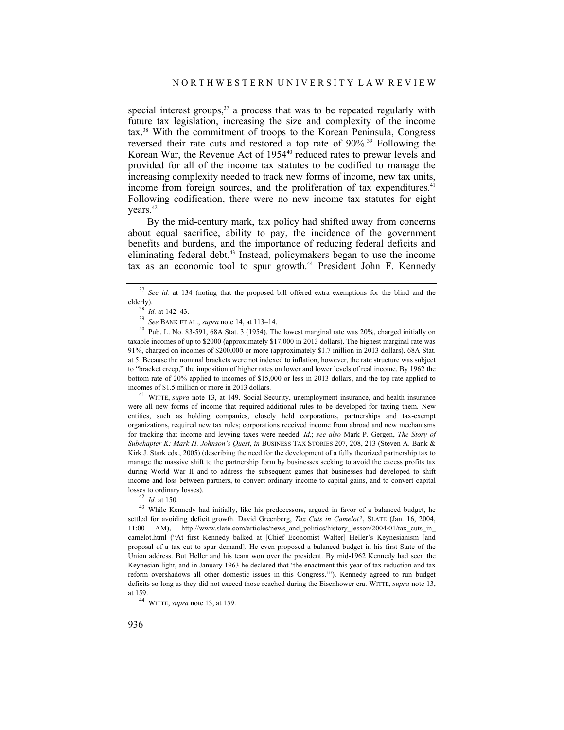special interest groups,[37] a process that was to be repeated regularly with future tax legislation, increasing the size and complexity of the income tax.[38] With the commitment of troops to the Korean Peninsula, Congress reversed their rate cuts and restored a top rate of 90%.[39] Following the Korean War, the Revenue Act of 1954[40] reduced rates to prewar levels and provided for all of the income tax statutes to be codified to manage the increasing complexity needed to track new forms of income, new tax units, income from foreign sources, and the proliferation of tax expenditures.[41] Following codification, there were no new income tax statutes for eight years.[42]

By the mid-century mark, tax policy had shifted away from concerns about equal sacrifice, ability to pay, the incidence of the government benefits and burdens, and the importance of reducing federal deficits and eliminating federal debt.[43] Instead, policymakers began to use the income tax as an economic tool to spur growth.[44] President John F. Kennedy

---

[37] *See id.* at 134 (noting that the proposed bill offered extra exemptions for the blind and the elderly).

[38] *Id.* at 142–43.

[39] *See* BANK ET AL., *supra* note 14, at 113–14.

[40] Pub. L. No. 83-591, 68A Stat. 3 (1954). The lowest marginal rate was 20%, charged initially on taxable incomes of up to $2000 (approximately $17,000 in 2013 dollars). The highest marginal rate was 91%, charged on incomes of $200,000 or more (approximately $1.7 million in 2013 dollars). 68A Stat. at 5. Because the nominal brackets were not indexed to inflation, however, the rate structure was subject to "bracket creep," the imposition of higher rates on lower and lower levels of real income. By 1962 the bottom rate of 20% applied to incomes of $15,000 or less in 2013 dollars, and the top rate applied to incomes of $1.5 million or more in 2013 dollars.

[41] WITTE, *supra* note 13, at 149. Social Security, unemployment insurance, and health insurance were all new forms of income that required additional rules to be developed for taxing them. New entities, such as holding companies, closely held corporations, partnerships and tax-exempt organizations, required new tax rules; corporations received income from abroad and new mechanisms for tracking that income and levying taxes were needed. *Id.*; *see also* Mark P. Gergen, *The Story of Subchapter K: Mark H. Johnson's Quest*, *in* BUSINESS TAX STORIES 207, 208, 213 (Steven A. Bank & Kirk J. Stark eds., 2005) (describing the need for the development of a fully theorized partnership tax to manage the massive shift to the partnership form by businesses seeking to avoid the excess profits tax during World War II and to address the subsequent games that businesses had developed to shift income and loss between partners, to convert ordinary income to capital gains, and to convert capital losses to ordinary losses).

[42] *Id.* at 150.

[43] While Kennedy had initially, like his predecessors, argued in favor of a balanced budget, he settled for avoiding deficit growth. David Greenberg, *Tax Cuts in Camelot?*, SLATE (Jan. 16, 2004, 11:00 AM), http://www.slate.com/articles/news_and_politics/history_lesson/2004/01/tax_cuts_in_camelot.html ("At first Kennedy balked at [Chief Economist Walter] Heller's Keynesianism [and proposal of a tax cut to spur demand]. He even proposed a balanced budget in his first State of the Union address. But Heller and his team won over the president. By mid-1962 Kennedy had seen the Keynesian light, and in January 1963 he declared that 'the enactment this year of tax reduction and tax reform overshadows all other domestic issues in this Congress.'"). Kennedy agreed to run budget deficits so long as they did not exceed those reached during the Eisenhower era. WITTE, *supra* note 13, at 159.

[44] WITTE, *supra* note 13, at 159.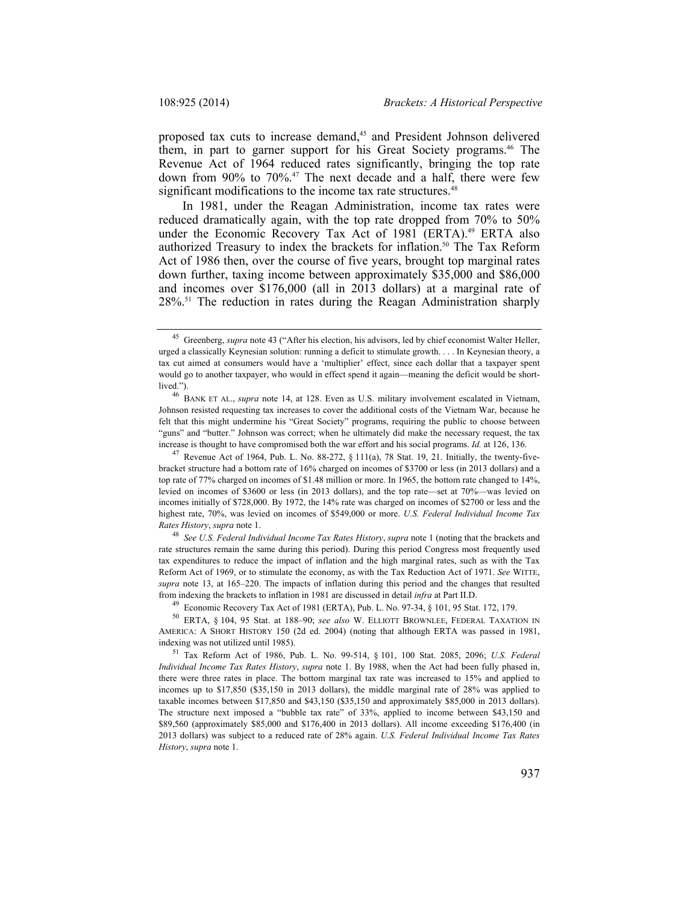proposed tax cuts to increase demand,[45] and President Johnson delivered them, in part to garner support for his Great Society programs.[46] The Revenue Act of 1964 reduced rates significantly, bringing the top rate down from 90% to 70%.[47] The next decade and a half, there were few significant modifications to the income tax rate structures.[48]

In 1981, under the Reagan Administration, income tax rates were reduced dramatically again, with the top rate dropped from 70% to 50% under the Economic Recovery Tax Act of 1981 (ERTA).[49] ERTA also authorized Treasury to index the brackets for inflation.[50] The Tax Reform Act of 1986 then, over the course of five years, brought top marginal rates down further, taxing income between approximately $35,000 and $86,000 and incomes over $176,000 (all in 2013 dollars) at a marginal rate of 28%.[51] The reduction in rates during the Reagan Administration sharply

---

[45] Greenberg, *supra* note 43 ("After his election, his advisors, led by chief economist Walter Heller, urged a classically Keynesian solution: running a deficit to stimulate growth. . . . In Keynesian theory, a tax cut aimed at consumers would have a 'multiplier' effect, since each dollar that a taxpayer spent would go to another taxpayer, who would in effect spend it again—meaning the deficit would be short-lived.").

[46] BANK ET AL., *supra* note 14, at 128. Even as U.S. military involvement escalated in Vietnam, Johnson resisted requesting tax increases to cover the additional costs of the Vietnam War, because he felt that this might undermine his "Great Society" programs, requiring the public to choose between "guns" and "butter." Johnson was correct; when he ultimately did make the necessary request, the tax increase is thought to have compromised both the war effort and his social programs. *Id.* at 126, 136.

[47] Revenue Act of 1964, Pub. L. No. 88-272, § 111(a), 78 Stat. 19, 21. Initially, the twenty-five-bracket structure had a bottom rate of 16% charged on incomes of $3700 or less (in 2013 dollars) and a top rate of 77% charged on incomes of $1.48 million or more. In 1965, the bottom rate changed to 14%, levied on incomes of $3600 or less (in 2013 dollars), and the top rate—set at 70%—was levied on incomes initially of $728,000. By 1972, the 14% rate was charged on incomes of $2700 or less and the highest rate, 70%, was levied on incomes of $549,000 or more. *U.S. Federal Individual Income Tax Rates History*, *supra* note 1.

[48] *See U.S. Federal Individual Income Tax Rates History*, *supra* note 1 (noting that the brackets and rate structures remain the same during this period). During this period Congress most frequently used tax expenditures to reduce the impact of inflation and the high marginal rates, such as with the Tax Reform Act of 1969, or to stimulate the economy, as with the Tax Reduction Act of 1971. *See* WITTE, *supra* note 13, at 165–220. The impacts of inflation during this period and the changes that resulted from indexing the brackets to inflation in 1981 are discussed in detail *infra* at Part II.D.

[49] Economic Recovery Tax Act of 1981 (ERTA), Pub. L. No. 97-34, § 101, 95 Stat. 172, 179.

[50] ERTA, § 104, 95 Stat. at 188–90; *see also* W. ELLIOTT BROWNLEE, FEDERAL TAXATION IN AMERICA: A SHORT HISTORY 150 (2d ed. 2004) (noting that although ERTA was passed in 1981, indexing was not utilized until 1985).

[51] Tax Reform Act of 1986, Pub. L. No. 99-514, § 101, 100 Stat. 2085, 2096; *U.S. Federal Individual Income Tax Rates History*, *supra* note 1. By 1988, when the Act had been fully phased in, there were three rates in place. The bottom marginal tax rate was increased to 15% and applied to incomes up to $17,850 ($35,150 in 2013 dollars), the middle marginal rate of 28% was applied to taxable incomes between $17,850 and $43,150 ($35,150 and approximately $85,000 in 2013 dollars). The structure next imposed a "bubble tax rate" of 33%, applied to income between $43,150 and $89,560 (approximately $85,000 and $176,400 in 2013 dollars). All income exceeding $176,400 (in 2013 dollars) was subject to a reduced rate of 28% again. *U.S. Federal Individual Income Tax Rates History*, *supra* note 1.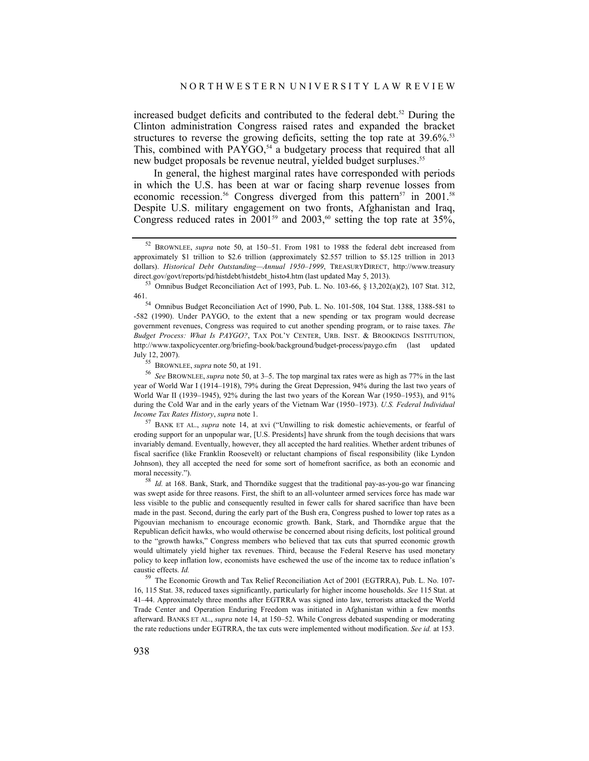increased budget deficits and contributed to the federal debt.[52] During the Clinton administration Congress raised rates and expanded the bracket structures to reverse the growing deficits, setting the top rate at 39.6%.[53] This, combined with PAYGO,[54] a budgetary process that required that all new budget proposals be revenue neutral, yielded budget surpluses.[55]

In general, the highest marginal rates have corresponded with periods in which the U.S. has been at war or facing sharp revenue losses from economic recession.[56] Congress diverged from this pattern[57] in 2001.[58] Despite U.S. military engagement on two fronts, Afghanistan and Iraq, Congress reduced rates in 2001[59] and 2003,[60] setting the top rate at 35%,

---

[52] BROWNLEE, *supra* note 50, at 150–51. From 1981 to 1988 the federal debt increased from approximately $1 trillion to $2.6 trillion (approximately $2.557 trillion to $5.125 trillion in 2013 dollars). *Historical Debt Outstanding—Annual 1950–1999*, TREASURYDIRECT, http://www.treasurydirect.gov/govt/reports/pd/histdebt/histdebt_histo4.htm (last updated May 5, 2013).

[53] Omnibus Budget Reconciliation Act of 1993, Pub. L. No. 103-66, § 13,202(a)(2), 107 Stat. 312, 461.

[54] Omnibus Budget Reconciliation Act of 1990, Pub. L. No. 101-508, 104 Stat. 1388, 1388-581 to -582 (1990). Under PAYGO, to the extent that a new spending or tax program would decrease government revenues, Congress was required to cut another spending program, or to raise taxes. *The Budget Process: What Is PAYGO?*, TAX POL'Y CENTER, URB. INST. & BROOKINGS INSTITUTION, http://www.taxpolicycenter.org/briefing-book/background/budget-process/paygo.cfm (last updated July 12, 2007).

[55] BROWNLEE, *supra* note 50, at 191.

[56] *See* BROWNLEE, *supra* note 50, at 3–5. The top marginal tax rates were as high as 77% in the last year of World War I (1914–1918), 79% during the Great Depression, 94% during the last two years of World War II (1939–1945), 92% during the last two years of the Korean War (1950–1953), and 91% during the Cold War and in the early years of the Vietnam War (1950–1973). *U.S. Federal Individual Income Tax Rates History*, *supra* note 1.

[57] BANK ET AL., *supra* note 14, at xvi ("Unwilling to risk domestic achievements, or fearful of eroding support for an unpopular war, [U.S. Presidents] have shrunk from the tough decisions that wars invariably demand. Eventually, however, they all accepted the hard realities. Whether ardent tribunes of fiscal sacrifice (like Franklin Roosevelt) or reluctant champions of fiscal responsibility (like Lyndon Johnson), they all accepted the need for some sort of homefront sacrifice, as both an economic and moral necessity.").

[58] *Id.* at 168. Bank, Stark, and Thorndike suggest that the traditional pay-as-you-go war financing was swept aside for three reasons. First, the shift to an all-volunteer armed services force has made war less visible to the public and consequently resulted in fewer calls for shared sacrifice than have been made in the past. Second, during the early part of the Bush era, Congress pushed to lower top rates as a Pigouvian mechanism to encourage economic growth. Bank, Stark, and Thorndike argue that the Republican deficit hawks, who would otherwise be concerned about rising deficits, lost political ground to the "growth hawks," Congress members who believed that tax cuts that spurred economic growth would ultimately yield higher tax revenues. Third, because the Federal Reserve has used monetary policy to keep inflation low, economists have eschewed the use of the income tax to reduce inflation's caustic effects. *Id.*

[59] The Economic Growth and Tax Relief Reconciliation Act of 2001 (EGTRRA), Pub. L. No. 107-16, 115 Stat. 38, reduced taxes significantly, particularly for higher income households. *See* 115 Stat. at 41–44. Approximately three months after EGTRRA was signed into law, terrorists attacked the World Trade Center and Operation Enduring Freedom was initiated in Afghanistan within a few months afterward. BANKS ET AL., *supra* note 14, at 150–52. While Congress debated suspending or moderating the rate reductions under EGTRRA, the tax cuts were implemented without modification. *See id.* at 153.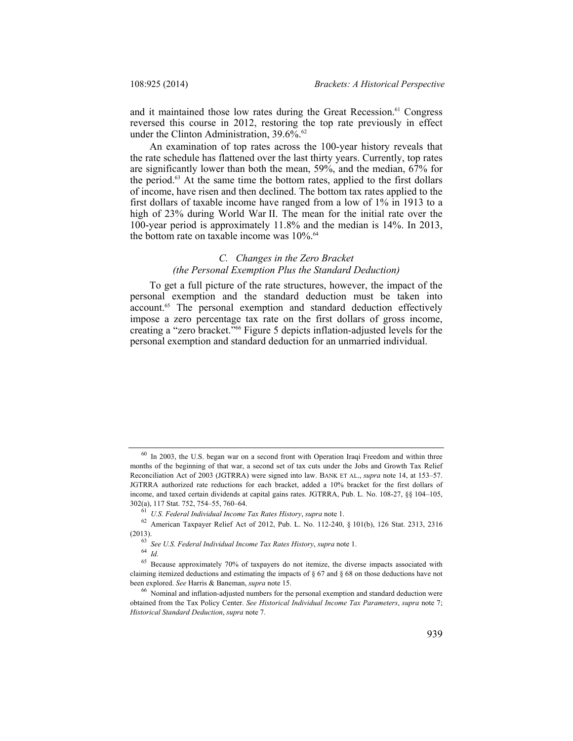and it maintained those low rates during the Great Recession.[61] Congress reversed this course in 2012, restoring the top rate previously in effect under the Clinton Administration, 39.6%.[62]

An examination of top rates across the 100-year history reveals that the rate schedule has flattened over the last thirty years. Currently, top rates are significantly lower than both the mean, 59%, and the median, 67% for the period.[63] At the same time the bottom rates, applied to the first dollars of income, have risen and then declined. The bottom tax rates applied to the first dollars of taxable income have ranged from a low of 1% in 1913 to a high of 23% during World War II. The mean for the initial rate over the 100-year period is approximately 11.8% and the median is 14%. In 2013, the bottom rate on taxable income was 10%.[64]

### *C. Changes in the Zero Bracket (the Personal Exemption Plus the Standard Deduction)*

To get a full picture of the rate structures, however, the impact of the personal exemption and the standard deduction must be taken into account.[65] The personal exemption and standard deduction effectively impose a zero percentage tax rate on the first dollars of gross income, creating a "zero bracket."[66] Figure 5 depicts inflation-adjusted levels for the personal exemption and standard deduction for an unmarried individual.

---

[60] In 2003, the U.S. began war on a second front with Operation Iraqi Freedom and within three months of the beginning of that war, a second set of tax cuts under the Jobs and Growth Tax Relief Reconciliation Act of 2003 (JGTRRA) were signed into law. BANK ET AL., *supra* note 14, at 153–57. JGTRRA authorized rate reductions for each bracket, added a 10% bracket for the first dollars of income, and taxed certain dividends at capital gains rates. JGTRRA, Pub. L. No. 108-27, §§ 104–105, 302(a), 117 Stat. 752, 754–55, 760–64.

[61] *U.S. Federal Individual Income Tax Rates History*, *supra* note 1.

[62] American Taxpayer Relief Act of 2012, Pub. L. No. 112-240, § 101(b), 126 Stat. 2313, 2316 (2013).

[63] *See U.S. Federal Individual Income Tax Rates History*, *supra* note 1.

[64] *Id.*

[65] Because approximately 70% of taxpayers do not itemize, the diverse impacts associated with claiming itemized deductions and estimating the impacts of § 67 and § 68 on those deductions have not been explored. *See* Harris & Baneman, *supra* note 15.

[66] Nominal and inflation-adjusted numbers for the personal exemption and standard deduction were obtained from the Tax Policy Center. *See Historical Individual Income Tax Parameters*, *supra* note 7; *Historical Standard Deduction*, *supra* note 7.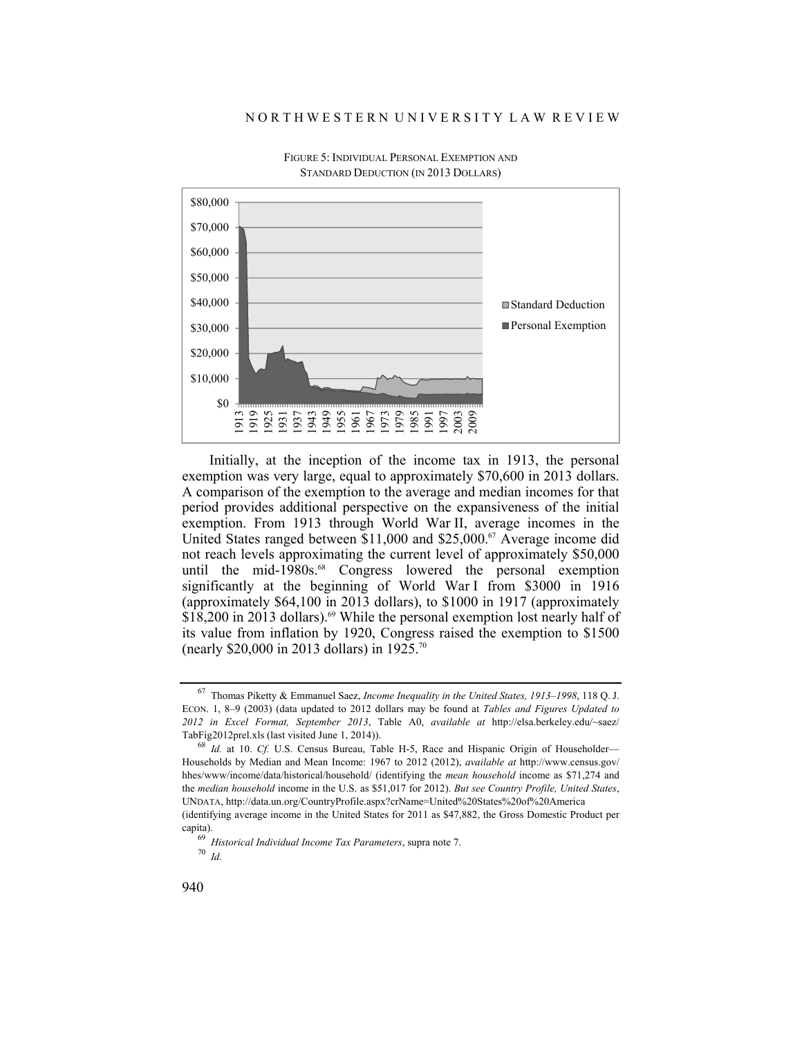FIGURE 5: INDIVIDUAL PERSONAL EXEMPTION AND STANDARD DEDUCTION (IN 2013 DOLLARS)

Initially, at the inception of the income tax in 1913, the personal exemption was very large, equal to approximately $70,600 in 2013 dollars. A comparison of the exemption to the average and median incomes for that period provides additional perspective on the expansiveness of the initial exemption. From 1913 through World War II, average incomes in the United States ranged between $11,000 and $25,000.[67] Average income did not reach levels approximating the current level of approximately $50,000 until the mid-1980s.[68] Congress lowered the personal exemption significantly at the beginning of World War I from $3000 in 1916 (approximately $64,100 in 2013 dollars), to $1000 in 1917 (approximately $18,200 in 2013 dollars).[69] While the personal exemption lost nearly half of its value from inflation by 1920, Congress raised the exemption to $1500 (nearly $20,000 in 2013 dollars) in 1925.[70]

---

[67] Thomas Piketty & Emmanuel Saez, *Income Inequality in the United States, 1913–1998*, 118 Q. J. ECON. 1, 8–9 (2003) (data updated to 2012 dollars may be found at *Tables and Figures Updated to 2012 in Excel Format, September 2013*, Table A0, *available at* http://elsa.berkeley.edu/~saez/TabFig2012prel.xls (last visited June 1, 2014)).

[68] *Id.* at 10. *Cf.* U.S. Census Bureau, Table H-5, Race and Hispanic Origin of Householder—Households by Median and Mean Income: 1967 to 2012 (2012), *available at* http://www.census.gov/hhes/www/income/data/historical/household/ (identifying the *mean household* income as $71,274 and the *median household* income in the U.S. as $51,017 for 2012). *But see Country Profile, United States*, UNDATA, http://data.un.org/CountryProfile.aspx?crName=United%20States%20of%20America (identifying average income in the United States for 2011 as $47,882, the Gross Domestic Product per capita).

[69] *Historical Individual Income Tax Parameters*, supra note 7.

[70] *Id.*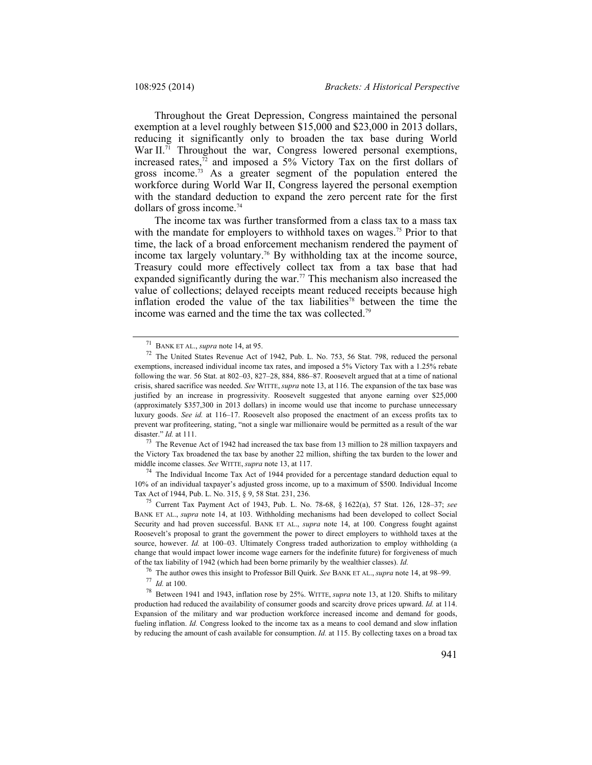Throughout the Great Depression, Congress maintained the personal exemption at a level roughly between $15,000 and $23,000 in 2013 dollars, reducing it significantly only to broaden the tax base during World War II.[71] Throughout the war, Congress lowered personal exemptions, increased rates,[72] and imposed a 5% Victory Tax on the first dollars of gross income.[73] As a greater segment of the population entered the workforce during World War II, Congress layered the personal exemption with the standard deduction to expand the zero percent rate for the first dollars of gross income.[74]

The income tax was further transformed from a class tax to a mass tax with the mandate for employers to withhold taxes on wages.[75] Prior to that time, the lack of a broad enforcement mechanism rendered the payment of income tax largely voluntary.[76] By withholding tax at the income source, Treasury could more effectively collect tax from a tax base that had expanded significantly during the war.[77] This mechanism also increased the value of collections; delayed receipts meant reduced receipts because high inflation eroded the value of the tax liabilities[78] between the time the income was earned and the time the tax was collected.[79]

---

[71] BANK ET AL., *supra* note 14, at 95.

[72] The United States Revenue Act of 1942, Pub. L. No. 753, 56 Stat. 798, reduced the personal exemptions, increased individual income tax rates, and imposed a 5% Victory Tax with a 1.25% rebate following the war. 56 Stat. at 802–03, 827–28, 884, 886–87. Roosevelt argued that at a time of national crisis, shared sacrifice was needed. *See* WITTE, *supra* note 13, at 116. The expansion of the tax base was justified by an increase in progressivity. Roosevelt suggested that anyone earning over $25,000 (approximately $357,300 in 2013 dollars) in income would use that income to purchase unnecessary luxury goods. *See id.* at 116–17. Roosevelt also proposed the enactment of an excess profits tax to prevent war profiteering, stating, "not a single war millionaire would be permitted as a result of the war disaster." *Id.* at 111.

[73] The Revenue Act of 1942 had increased the tax base from 13 million to 28 million taxpayers and the Victory Tax broadened the tax base by another 22 million, shifting the tax burden to the lower and middle income classes. *See* WITTE, *supra* note 13, at 117.

[74] The Individual Income Tax Act of 1944 provided for a percentage standard deduction equal to 10% of an individual taxpayer's adjusted gross income, up to a maximum of $500. Individual Income Tax Act of 1944, Pub. L. No. 315, § 9, 58 Stat. 231, 236.

[75] Current Tax Payment Act of 1943, Pub. L. No. 78-68, § 1622(a), 57 Stat. 126, 128–37; *see* BANK ET AL., *supra* note 14, at 103. Withholding mechanisms had been developed to collect Social Security and had proven successful. BANK ET AL., *supra* note 14, at 100. Congress fought against Roosevelt's proposal to grant the government the power to direct employers to withhold taxes at the source, however. *Id.* at 100–03. Ultimately Congress traded authorization to employ withholding (a change that would impact lower income wage earners for the indefinite future) for forgiveness of much of the tax liability of 1942 (which had been borne primarily by the wealthier classes). *Id.*

[76] The author owes this insight to Professor Bill Quirk. *See* BANK ET AL., *supra* note 14, at 98–99.

[77] *Id.* at 100.

[78] Between 1941 and 1943, inflation rose by 25%. WITTE, *supra* note 13, at 120. Shifts to military production had reduced the availability of consumer goods and scarcity drove prices upward. *Id.* at 114. Expansion of the military and war production workforce increased income and demand for goods, fueling inflation. *Id.* Congress looked to the income tax as a means to cool demand and slow inflation by reducing the amount of cash available for consumption. *Id.* at 115. By collecting taxes on a broad tax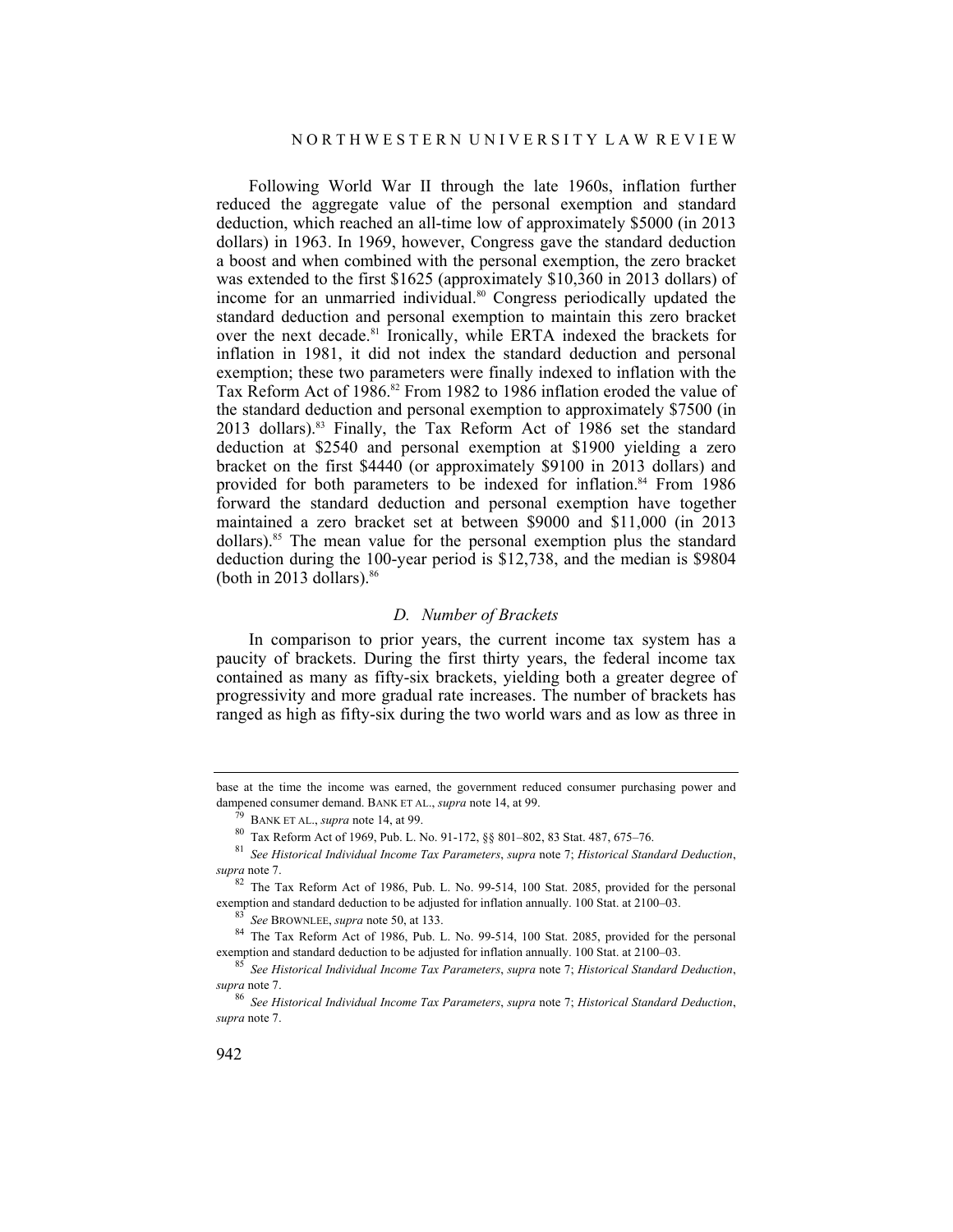Following World War II through the late 1960s, inflation further reduced the aggregate value of the personal exemption and standard deduction, which reached an all-time low of approximately $5000 (in 2013 dollars) in 1963. In 1969, however, Congress gave the standard deduction a boost and when combined with the personal exemption, the zero bracket was extended to the first $1625 (approximately $10,360 in 2013 dollars) of income for an unmarried individual.[80] Congress periodically updated the standard deduction and personal exemption to maintain this zero bracket over the next decade.[81] Ironically, while ERTA indexed the brackets for inflation in 1981, it did not index the standard deduction and personal exemption; these two parameters were finally indexed to inflation with the Tax Reform Act of 1986.[82] From 1982 to 1986 inflation eroded the value of the standard deduction and personal exemption to approximately $7500 (in 2013 dollars).[83] Finally, the Tax Reform Act of 1986 set the standard deduction at $2540 and personal exemption at $1900 yielding a zero bracket on the first $4440 (or approximately $9100 in 2013 dollars) and provided for both parameters to be indexed for inflation.[84] From 1986 forward the standard deduction and personal exemption have together maintained a zero bracket set at between $9000 and $11,000 (in 2013 dollars).[85] The mean value for the personal exemption plus the standard deduction during the 100-year period is $12,738, and the median is $9804 (both in 2013 dollars).[86]

### *D. Number of Brackets*

In comparison to prior years, the current income tax system has a paucity of brackets. During the first thirty years, the federal income tax contained as many as fifty-six brackets, yielding both a greater degree of progressivity and more gradual rate increases. The number of brackets has ranged as high as fifty-six during the two world wars and as low as three in

---

base at the time the income was earned, the government reduced consumer purchasing power and dampened consumer demand. BANK ET AL., *supra* note 14, at 99.

[79] BANK ET AL., *supra* note 14, at 99.

[80] Tax Reform Act of 1969, Pub. L. No. 91-172, §§ 801–802, 83 Stat. 487, 675–76.

[81] *See Historical Individual Income Tax Parameters*, *supra* note 7; *Historical Standard Deduction*, *supra* note 7.

[82] The Tax Reform Act of 1986, Pub. L. No. 99-514, 100 Stat. 2085, provided for the personal exemption and standard deduction to be adjusted for inflation annually. 100 Stat. at 2100–03.

[83] *See* BROWNLEE, *supra* note 50, at 133.

[84] The Tax Reform Act of 1986, Pub. L. No. 99-514, 100 Stat. 2085, provided for the personal exemption and standard deduction to be adjusted for inflation annually. 100 Stat. at 2100–03.

[85] *See Historical Individual Income Tax Parameters*, *supra* note 7; *Historical Standard Deduction*, *supra* note 7.

[86] *See Historical Individual Income Tax Parameters*, *supra* note 7; *Historical Standard Deduction*, *supra* note 7.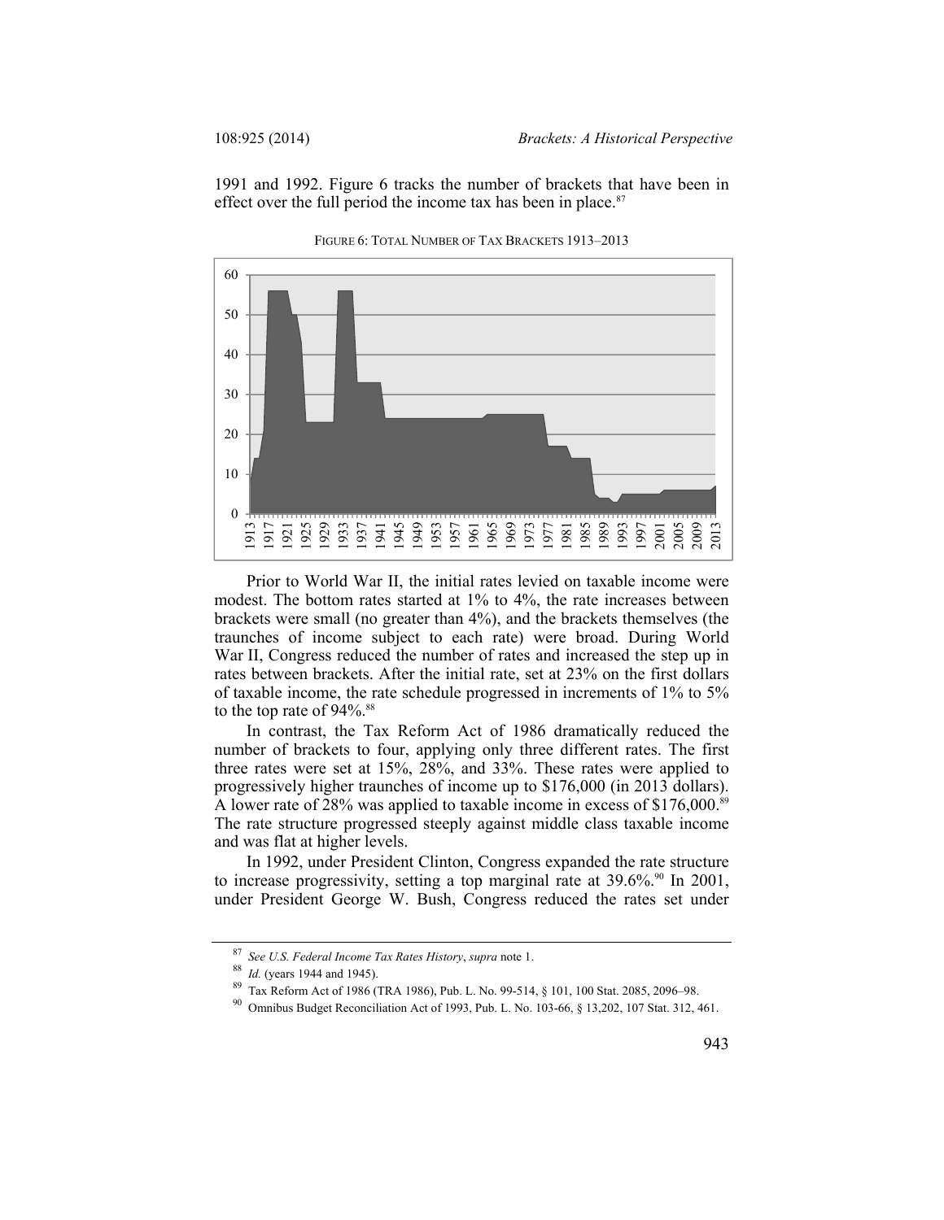1991 and 1992. Figure 6 tracks the number of brackets that have been in effect over the full period the income tax has been in place.[87]

FIGURE 6: TOTAL NUMBER OF TAX BRACKETS 1913–2013

Prior to World War II, the initial rates levied on taxable income were modest. The bottom rates started at 1% to 4%, the rate increases between brackets were small (no greater than 4%), and the brackets themselves (the traunches of income subject to each rate) were broad. During World War II, Congress reduced the number of rates and increased the step up in rates between brackets. After the initial rate, set at 23% on the first dollars of taxable income, the rate schedule progressed in increments of 1% to 5% to the top rate of 94%.[88]

In contrast, the Tax Reform Act of 1986 dramatically reduced the number of brackets to four, applying only three different rates. The first three rates were set at 15%, 28%, and 33%. These rates were applied to progressively higher traunches of income up to $176,000 (in 2013 dollars). A lower rate of 28% was applied to taxable income in excess of $176,000.[89] The rate structure progressed steeply against middle class taxable income and was flat at higher levels.

In 1992, under President Clinton, Congress expanded the rate structure to increase progressivity, setting a top marginal rate at 39.6%.[90] In 2001, under President George W. Bush, Congress reduced the rates set under

---

[87] *See U.S. Federal Income Tax Rates History*, *supra* note 1.

[88] *Id.* (years 1944 and 1945).

[89] Tax Reform Act of 1986 (TRA 1986), Pub. L. No. 99-514, § 101, 100 Stat. 2085, 2096–98.

[90] Omnibus Budget Reconciliation Act of 1993, Pub. L. No. 103-66, § 13,202, 107 Stat. 312, 461.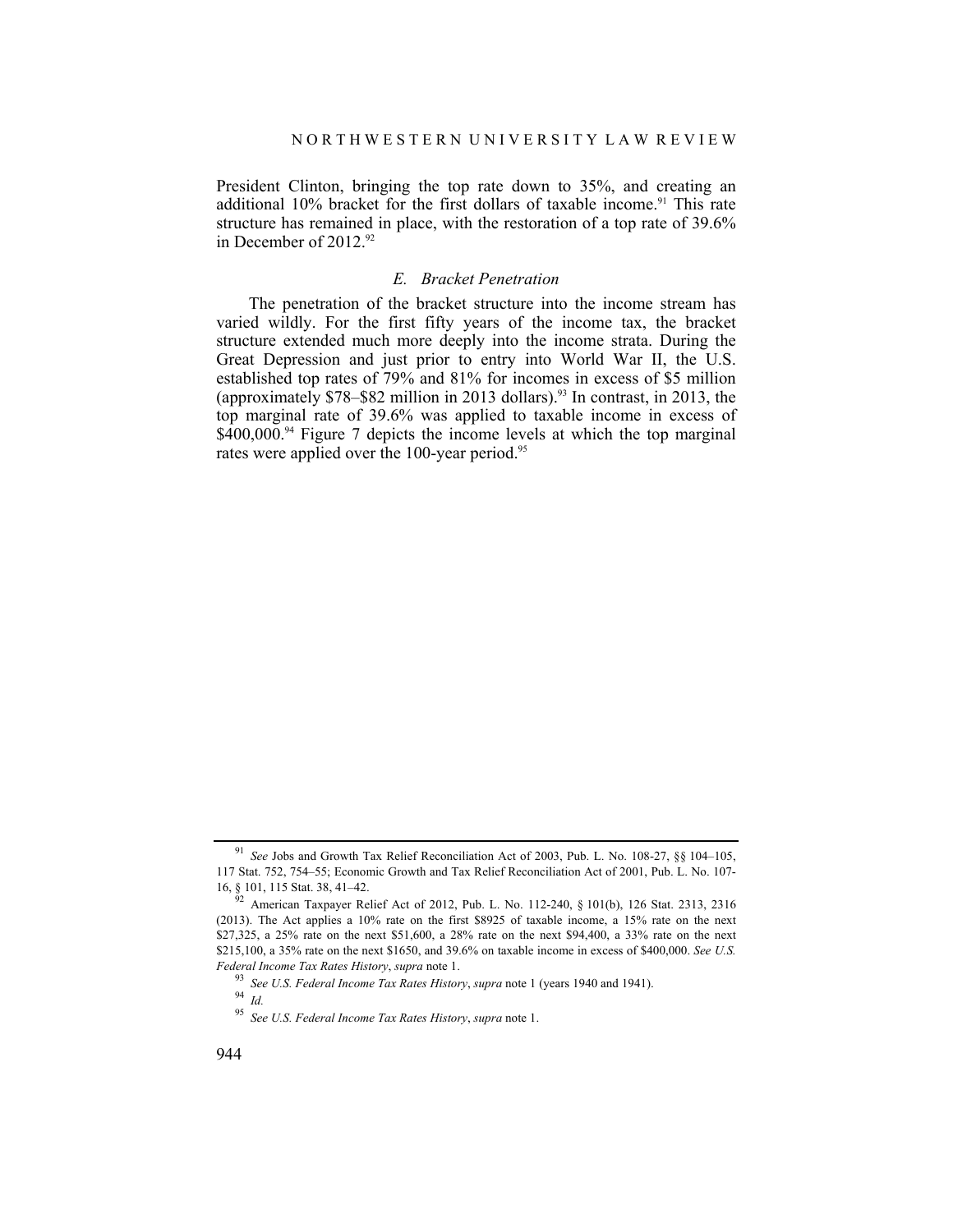President Clinton, bringing the top rate down to 35%, and creating an additional 10% bracket for the first dollars of taxable income.[91] This rate structure has remained in place, with the restoration of a top rate of 39.6% in December of 2012.[92]

### *E. Bracket Penetration*

The penetration of the bracket structure into the income stream has varied wildly. For the first fifty years of the income tax, the bracket structure extended much more deeply into the income strata. During the Great Depression and just prior to entry into World War II, the U.S. established top rates of 79% and 81% for incomes in excess of $5 million (approximately $78–$82 million in 2013 dollars).[93] In contrast, in 2013, the top marginal rate of 39.6% was applied to taxable income in excess of $400,000.[94] Figure 7 depicts the income levels at which the top marginal rates were applied over the 100-year period.[95]

---

[91] *See* Jobs and Growth Tax Relief Reconciliation Act of 2003, Pub. L. No. 108-27, §§ 104–105, 117 Stat. 752, 754–55; Economic Growth and Tax Relief Reconciliation Act of 2001, Pub. L. No. 107-16, § 101, 115 Stat. 38, 41–42.

[92] American Taxpayer Relief Act of 2012, Pub. L. No. 112-240, § 101(b), 126 Stat. 2313, 2316 (2013). The Act applies a 10% rate on the first $8925 of taxable income, a 15% rate on the next $27,325, a 25% rate on the next $51,600, a 28% rate on the next $94,400, a 33% rate on the next $215,100, a 35% rate on the next $1650, and 39.6% on taxable income in excess of $400,000. *See U.S. Federal Income Tax Rates History*, *supra* note 1.

[93] *See U.S. Federal Income Tax Rates History*, *supra* note 1 (years 1940 and 1941).

[94] *Id.*

[95] *See U.S. Federal Income Tax Rates History*, *supra* note 1.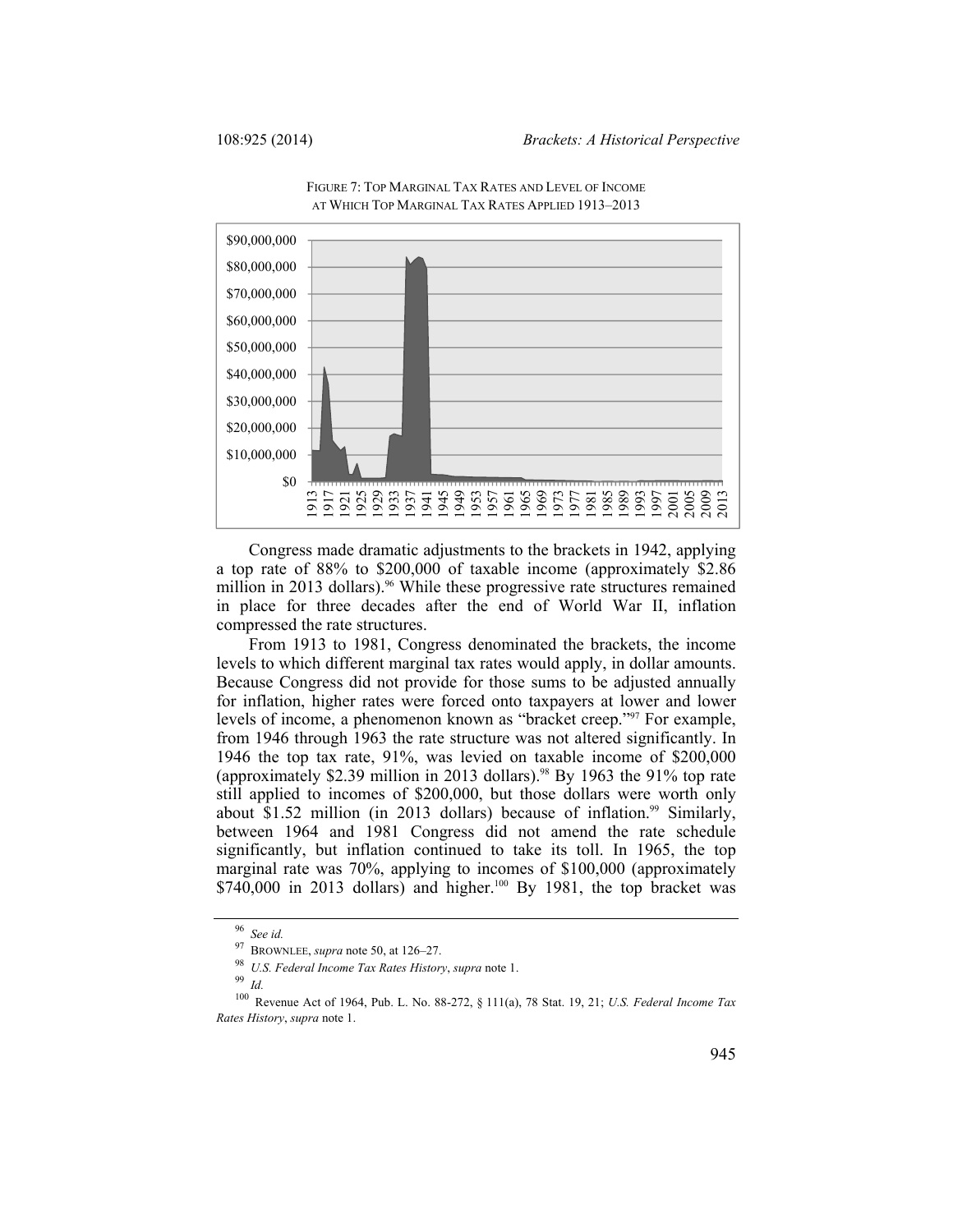FIGURE 7: TOP MARGINAL TAX RATES AND LEVEL OF INCOME AT WHICH TOP MARGINAL TAX RATES APPLIED 1913–2013

Congress made dramatic adjustments to the brackets in 1942, applying a top rate of 88% to $200,000 of taxable income (approximately $2.86 million in 2013 dollars).[96] While these progressive rate structures remained in place for three decades after the end of World War II, inflation compressed the rate structures.

From 1913 to 1981, Congress denominated the brackets, the income levels to which different marginal tax rates would apply, in dollar amounts. Because Congress did not provide for those sums to be adjusted annually for inflation, higher rates were forced onto taxpayers at lower and lower levels of income, a phenomenon known as "bracket creep."[97] For example, from 1946 through 1963 the rate structure was not altered significantly. In 1946 the top tax rate, 91%, was levied on taxable income of $200,000 (approximately $2.39 million in 2013 dollars).[98] By 1963 the 91% top rate still applied to incomes of $200,000, but those dollars were worth only about $1.52 million (in 2013 dollars) because of inflation.[99] Similarly, between 1964 and 1981 Congress did not amend the rate schedule significantly, but inflation continued to take its toll. In 1965, the top marginal rate was 70%, applying to incomes of $100,000 (approximately $740,000 in 2013 dollars) and higher.[100] By 1981, the top bracket was

---

[96] *See id.*

[97] BROWNLEE, *supra* note 50, at 126–27.

[98] *U.S. Federal Income Tax Rates History*, *supra* note 1.

[99] *Id.*

[100] Revenue Act of 1964, Pub. L. No. 88-272, § 111(a), 78 Stat. 19, 21; *U.S. Federal Income Tax Rates History*, *supra* note 1.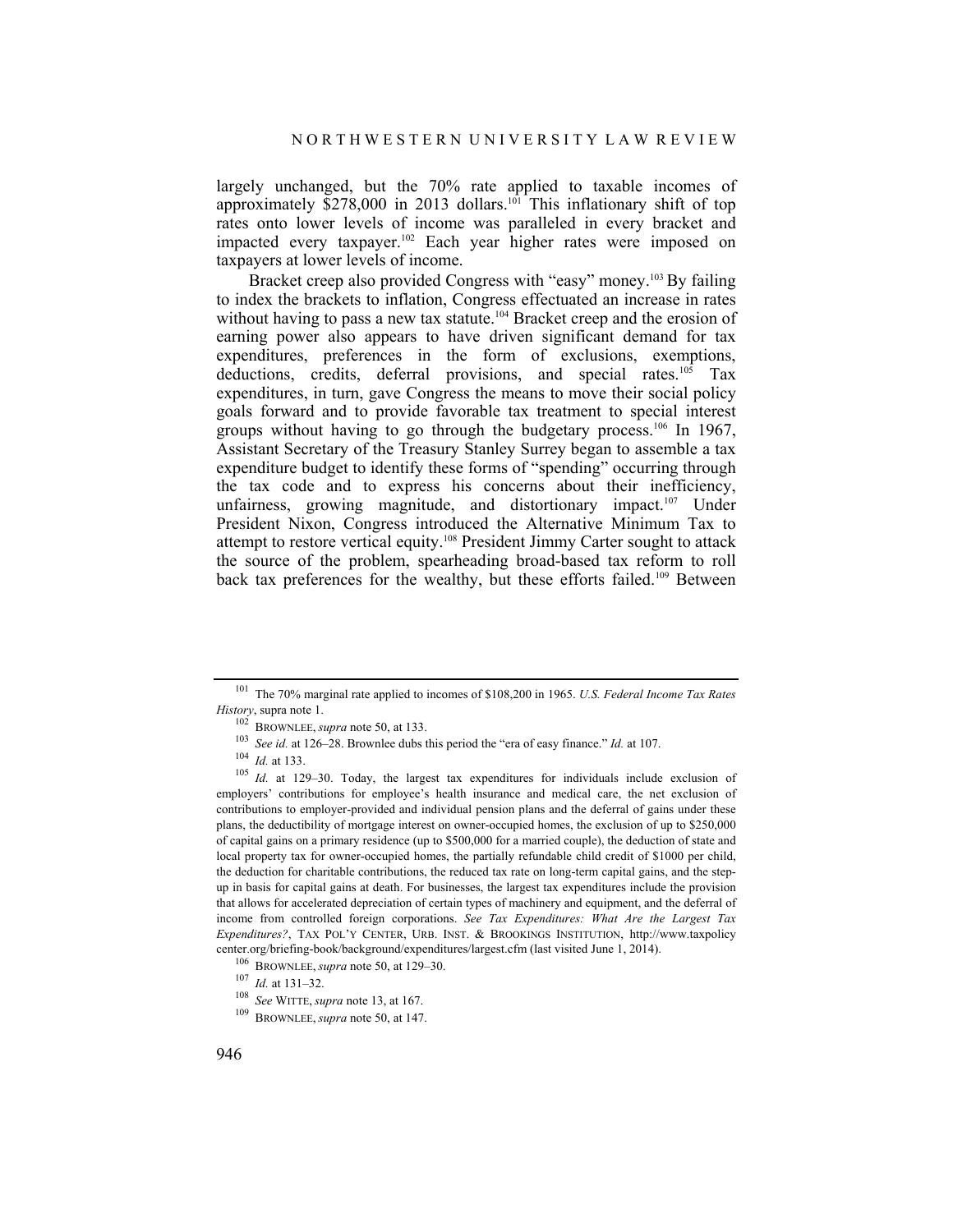largely unchanged, but the 70% rate applied to taxable incomes of approximately $278,000 in 2013 dollars.[101] This inflationary shift of top rates onto lower levels of income was paralleled in every bracket and impacted every taxpayer.[102] Each year higher rates were imposed on taxpayers at lower levels of income.

Bracket creep also provided Congress with "easy" money.[103] By failing to index the brackets to inflation, Congress effectuated an increase in rates without having to pass a new tax statute.[104] Bracket creep and the erosion of earning power also appears to have driven significant demand for tax expenditures, preferences in the form of exclusions, exemptions, deductions, credits, deferral provisions, and special rates.[105] Tax expenditures, in turn, gave Congress the means to move their social policy goals forward and to provide favorable tax treatment to special interest groups without having to go through the budgetary process.[106] In 1967, Assistant Secretary of the Treasury Stanley Surrey began to assemble a tax expenditure budget to identify these forms of "spending" occurring through the tax code and to express his concerns about their inefficiency, unfairness, growing magnitude, and distortionary impact.[107] Under President Nixon, Congress introduced the Alternative Minimum Tax to attempt to restore vertical equity.[108] President Jimmy Carter sought to attack the source of the problem, spearheading broad-based tax reform to roll back tax preferences for the wealthy, but these efforts failed.[109] Between

---

[101] The 70% marginal rate applied to incomes of $108,200 in 1965. *U.S. Federal Income Tax Rates History*, supra note 1.

[102] BROWNLEE, *supra* note 50, at 133.

[103] *See id.* at 126–28. Brownlee dubs this period the "era of easy finance." *Id.* at 107.

[104] *Id.* at 133.

[105] *Id.* at 129–30. Today, the largest tax expenditures for individuals include exclusion of employers' contributions for employee's health insurance and medical care, the net exclusion of contributions to employer-provided and individual pension plans and the deferral of gains under these plans, the deductibility of mortgage interest on owner-occupied homes, the exclusion of up to $250,000 of capital gains on a primary residence (up to $500,000 for a married couple), the deduction of state and local property tax for owner-occupied homes, the partially refundable child credit of $1000 per child, the deduction for charitable contributions, the reduced tax rate on long-term capital gains, and the step-up in basis for capital gains at death. For businesses, the largest tax expenditures include the provision that allows for accelerated depreciation of certain types of machinery and equipment, and the deferral of income from controlled foreign corporations. *See Tax Expenditures: What Are the Largest Tax Expenditures?*, TAX POL'Y CENTER, URB. INST. & BROOKINGS INSTITUTION, http://www.taxpolicycenter.org/briefing-book/background/expenditures/largest.cfm (last visited June 1, 2014).

[106] BROWNLEE, *supra* note 50, at 129–30.

[107] *Id.* at 131–32.

[108] *See* WITTE, *supra* note 13, at 167.

[109] BROWNLEE, *supra* note 50, at 147.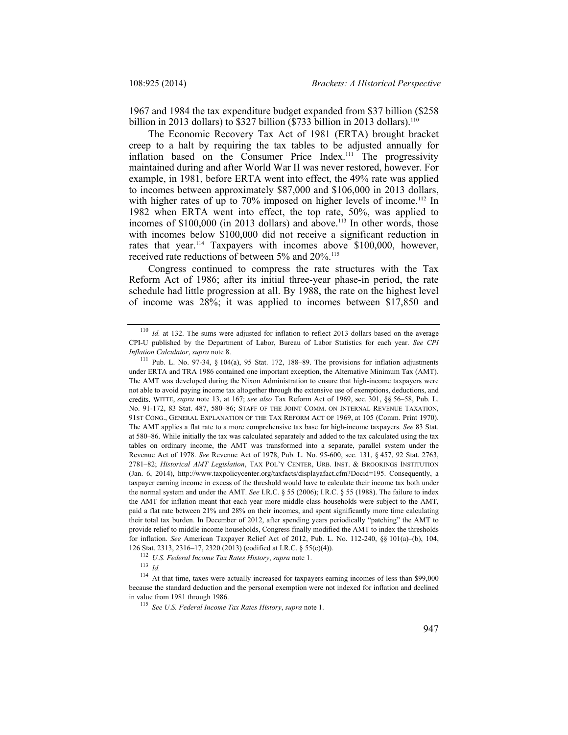1967 and 1984 the tax expenditure budget expanded from $37 billion ($258 billion in 2013 dollars) to $327 billion ($733 billion in 2013 dollars).[110]

The Economic Recovery Tax Act of 1981 (ERTA) brought bracket creep to a halt by requiring the tax tables to be adjusted annually for inflation based on the Consumer Price Index.[111] The progressivity maintained during and after World War II was never restored, however. For example, in 1981, before ERTA went into effect, the 49% rate was applied to incomes between approximately $87,000 and $106,000 in 2013 dollars, with higher rates of up to 70% imposed on higher levels of income.[112] In 1982 when ERTA went into effect, the top rate, 50%, was applied to incomes of $100,000 (in 2013 dollars) and above.[113] In other words, those with incomes below $100,000 did not receive a significant reduction in rates that year.[114] Taxpayers with incomes above $100,000, however, received rate reductions of between 5% and 20%.[115]

Congress continued to compress the rate structures with the Tax Reform Act of 1986; after its initial three-year phase-in period, the rate schedule had little progression at all. By 1988, the rate on the highest level of income was 28%; it was applied to incomes between $17,850 and

---

[110] *Id.* at 132. The sums were adjusted for inflation to reflect 2013 dollars based on the average CPI-U published by the Department of Labor, Bureau of Labor Statistics for each year. *See CPI Inflation Calculator*, *supra* note 8.

[111] Pub. L. No. 97-34, § 104(a), 95 Stat. 172, 188–89. The provisions for inflation adjustments under ERTA and TRA 1986 contained one important exception, the Alternative Minimum Tax (AMT). The AMT was developed during the Nixon Administration to ensure that high-income taxpayers were not able to avoid paying income tax altogether through the extensive use of exemptions, deductions, and credits. WITTE, *supra* note 13, at 167; *see also* Tax Reform Act of 1969, sec. 301, §§ 56–58, Pub. L. No. 91-172, 83 Stat. 487, 580–86; STAFF OF THE JOINT COMM. ON INTERNAL REVENUE TAXATION, 91ST CONG., GENERAL EXPLANATION OF THE TAX REFORM ACT OF 1969, at 105 (Comm. Print 1970). The AMT applies a flat rate to a more comprehensive tax base for high-income taxpayers. *See* 83 Stat. at 580–86. While initially the tax was calculated separately and added to the tax calculated using the tax tables on ordinary income, the AMT was transformed into a separate, parallel system under the Revenue Act of 1978. *See* Revenue Act of 1978, Pub. L. No. 95-600, sec. 131, § 457, 92 Stat. 2763, 2781–82; *Historical AMT Legislation*, TAX POL'Y CENTER, URB. INST. & BROOKINGS INSTITUTION (Jan. 6, 2014), http://www.taxpolicycenter.org/taxfacts/displayafact.cfm?Docid=195. Consequently, a taxpayer earning income in excess of the threshold would have to calculate their income tax both under the normal system and under the AMT. *See* I.R.C. § 55 (2006); I.R.C. § 55 (1988). The failure to index the AMT for inflation meant that each year more middle class households were subject to the AMT, paid a flat rate between 21% and 28% on their incomes, and spent significantly more time calculating their total tax burden. In December of 2012, after spending years periodically "patching" the AMT to provide relief to middle income households, Congress finally modified the AMT to index the thresholds for inflation. *See* American Taxpayer Relief Act of 2012, Pub. L. No. 112-240, §§ 101(a)–(b), 104, 126 Stat. 2313, 2316–17, 2320 (2013) (codified at I.R.C. § 55(c)(4)).

[112] *U.S. Federal Income Tax Rates History*, *supra* note 1.

[113] *Id.*

[114] At that time, taxes were actually increased for taxpayers earning incomes of less than $99,000 because the standard deduction and the personal exemption were not indexed for inflation and declined in value from 1981 through 1986.

[115] *See U.S. Federal Income Tax Rates History*, *supra* note 1.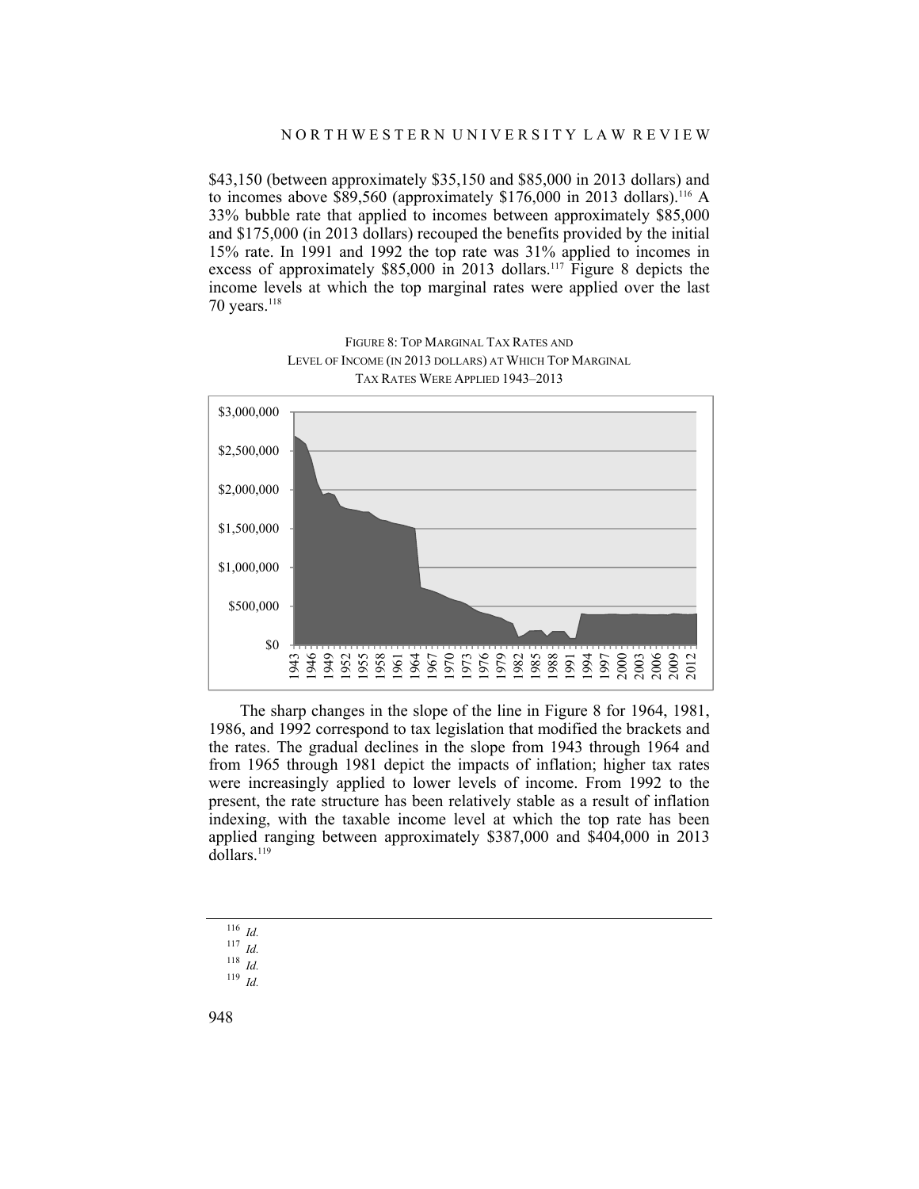$43,150 (between approximately $35,150 and $85,000 in 2013 dollars) and to incomes above $89,560 (approximately $176,000 in 2013 dollars).[116] A 33% bubble rate that applied to incomes between approximately $85,000 and $175,000 (in 2013 dollars) recouped the benefits provided by the initial 15% rate. In 1991 and 1992 the top rate was 31% applied to incomes in excess of approximately $85,000 in 2013 dollars.[117] Figure 8 depicts the income levels at which the top marginal rates were applied over the last 70 years.[118]

FIGURE 8: TOP MARGINAL TAX RATES AND LEVEL OF INCOME (IN 2013 DOLLARS) AT WHICH TOP MARGINAL TAX RATES WERE APPLIED 1943–2013

The sharp changes in the slope of the line in Figure 8 for 1964, 1981, 1986, and 1992 correspond to tax legislation that modified the brackets and the rates. The gradual declines in the slope from 1943 through 1964 and from 1965 through 1981 depict the impacts of inflation; higher tax rates were increasingly applied to lower levels of income. From 1992 to the present, the rate structure has been relatively stable as a result of inflation indexing, with the taxable income level at which the top rate has been applied ranging between approximately $387,000 and $404,000 in 2013 dollars.[119]

---

[116] *Id.*

[117] *Id.*

[118] *Id.*

[119] *Id.*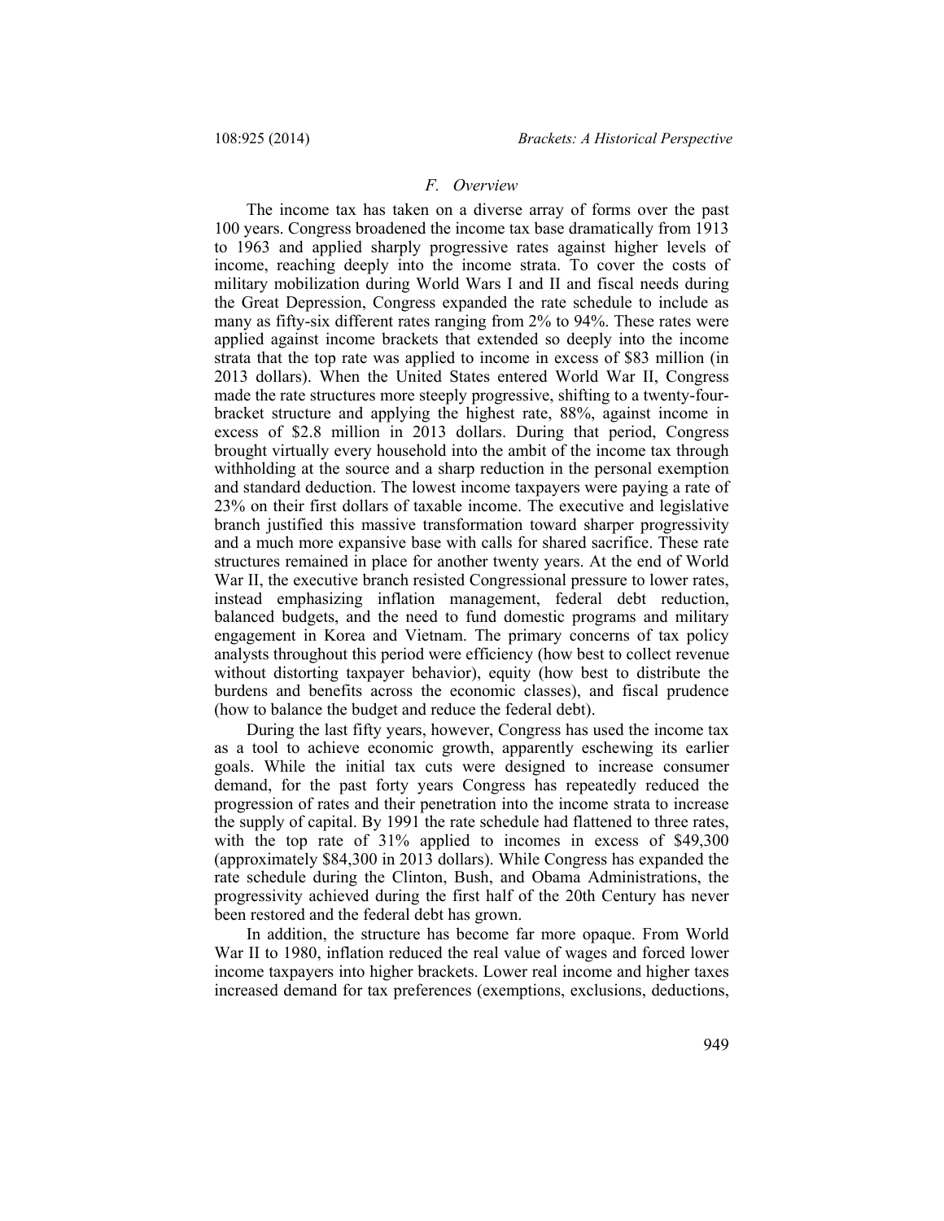### *F. Overview*

The income tax has taken on a diverse array of forms over the past 100 years. Congress broadened the income tax base dramatically from 1913 to 1963 and applied sharply progressive rates against higher levels of income, reaching deeply into the income strata. To cover the costs of military mobilization during World Wars I and II and fiscal needs during the Great Depression, Congress expanded the rate schedule to include as many as fifty-six different rates ranging from 2% to 94%. These rates were applied against income brackets that extended so deeply into the income strata that the top rate was applied to income in excess of $83 million (in 2013 dollars). When the United States entered World War II, Congress made the rate structures more steeply progressive, shifting to a twenty-four-bracket structure and applying the highest rate, 88%, against income in excess of $2.8 million in 2013 dollars. During that period, Congress brought virtually every household into the ambit of the income tax through withholding at the source and a sharp reduction in the personal exemption and standard deduction. The lowest income taxpayers were paying a rate of 23% on their first dollars of taxable income. The executive and legislative branch justified this massive transformation toward sharper progressivity and a much more expansive base with calls for shared sacrifice. These rate structures remained in place for another twenty years. At the end of World War II, the executive branch resisted Congressional pressure to lower rates, instead emphasizing inflation management, federal debt reduction, balanced budgets, and the need to fund domestic programs and military engagement in Korea and Vietnam. The primary concerns of tax policy analysts throughout this period were efficiency (how best to collect revenue without distorting taxpayer behavior), equity (how best to distribute the burdens and benefits across the economic classes), and fiscal prudence (how to balance the budget and reduce the federal debt).

During the last fifty years, however, Congress has used the income tax as a tool to achieve economic growth, apparently eschewing its earlier goals. While the initial tax cuts were designed to increase consumer demand, for the past forty years Congress has repeatedly reduced the progression of rates and their penetration into the income strata to increase the supply of capital. By 1991 the rate schedule had flattened to three rates, with the top rate of 31% applied to incomes in excess of $49,300 (approximately $84,300 in 2013 dollars). While Congress has expanded the rate schedule during the Clinton, Bush, and Obama Administrations, the progressivity achieved during the first half of the 20th Century has never been restored and the federal debt has grown.

In addition, the structure has become far more opaque. From World War II to 1980, inflation reduced the real value of wages and forced lower income taxpayers into higher brackets. Lower real income and higher taxes increased demand for tax preferences (exemptions, exclusions, deductions,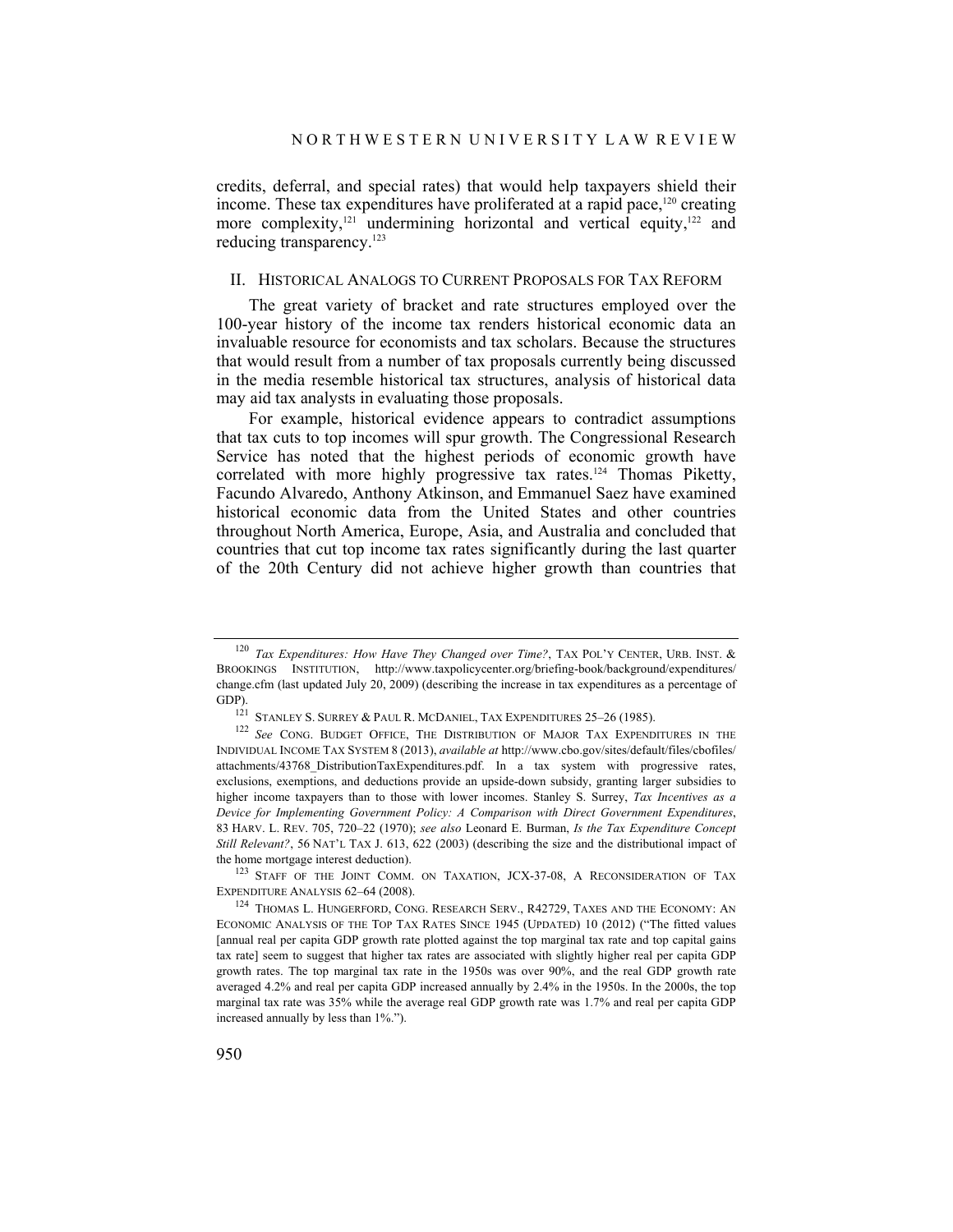credits, deferral, and special rates) that would help taxpayers shield their income. These tax expenditures have proliferated at a rapid pace,[120] creating more complexity,[121] undermining horizontal and vertical equity,[122] and reducing transparency.[123]

## II. HISTORICAL ANALOGS TO CURRENT PROPOSALS FOR TAX REFORM

The great variety of bracket and rate structures employed over the 100-year history of the income tax renders historical economic data an invaluable resource for economists and tax scholars. Because the structures that would result from a number of tax proposals currently being discussed in the media resemble historical tax structures, analysis of historical data may aid tax analysts in evaluating those proposals.

For example, historical evidence appears to contradict assumptions that tax cuts to top incomes will spur growth. The Congressional Research Service has noted that the highest periods of economic growth have correlated with more highly progressive tax rates.[124] Thomas Piketty, Facundo Alvaredo, Anthony Atkinson, and Emmanuel Saez have examined historical economic data from the United States and other countries throughout North America, Europe, Asia, and Australia and concluded that countries that cut top income tax rates significantly during the last quarter of the 20th Century did not achieve higher growth than countries that

---

[120] *Tax Expenditures: How Have They Changed over Time?*, TAX POL'Y CENTER, URB. INST. & BROOKINGS INSTITUTION, http://www.taxpolicycenter.org/briefing-book/background/expenditures/change.cfm (last updated July 20, 2009) (describing the increase in tax expenditures as a percentage of GDP).

[121] STANLEY S. SURREY & PAUL R. MCDANIEL, TAX EXPENDITURES 25–26 (1985).

[122] *See* CONG. BUDGET OFFICE, THE DISTRIBUTION OF MAJOR TAX EXPENDITURES IN THE INDIVIDUAL INCOME TAX SYSTEM 8 (2013), *available at* http://www.cbo.gov/sites/default/files/cbofiles/attachments/43768_DistributionTaxExpenditures.pdf. In a tax system with progressive rates, exclusions, exemptions, and deductions provide an upside-down subsidy, granting larger subsidies to higher income taxpayers than to those with lower incomes. Stanley S. Surrey, *Tax Incentives as a Device for Implementing Government Policy: A Comparison with Direct Government Expenditures*, 83 HARV. L. REV. 705, 720–22 (1970); *see also* Leonard E. Burman, *Is the Tax Expenditure Concept Still Relevant?*, 56 NAT'L TAX J. 613, 622 (2003) (describing the size and the distributional impact of the home mortgage interest deduction).

[123] STAFF OF THE JOINT COMM. ON TAXATION, JCX-37-08, A RECONSIDERATION OF TAX EXPENDITURE ANALYSIS 62–64 (2008).

[124] THOMAS L. HUNGERFORD, CONG. RESEARCH SERV., R42729, TAXES AND THE ECONOMY: AN ECONOMIC ANALYSIS OF THE TOP TAX RATES SINCE 1945 (UPDATED) 10 (2012) ("The fitted values [annual real per capita GDP growth rate plotted against the top marginal tax rate and top capital gains tax rate] seem to suggest that higher tax rates are associated with slightly higher real per capita GDP growth rates. The top marginal tax rate in the 1950s was over 90%, and the real GDP growth rate averaged 4.2% and real per capita GDP increased annually by 2.4% in the 1950s. In the 2000s, the top marginal tax rate was 35% while the average real GDP growth rate was 1.7% and real per capita GDP increased annually by less than 1%.").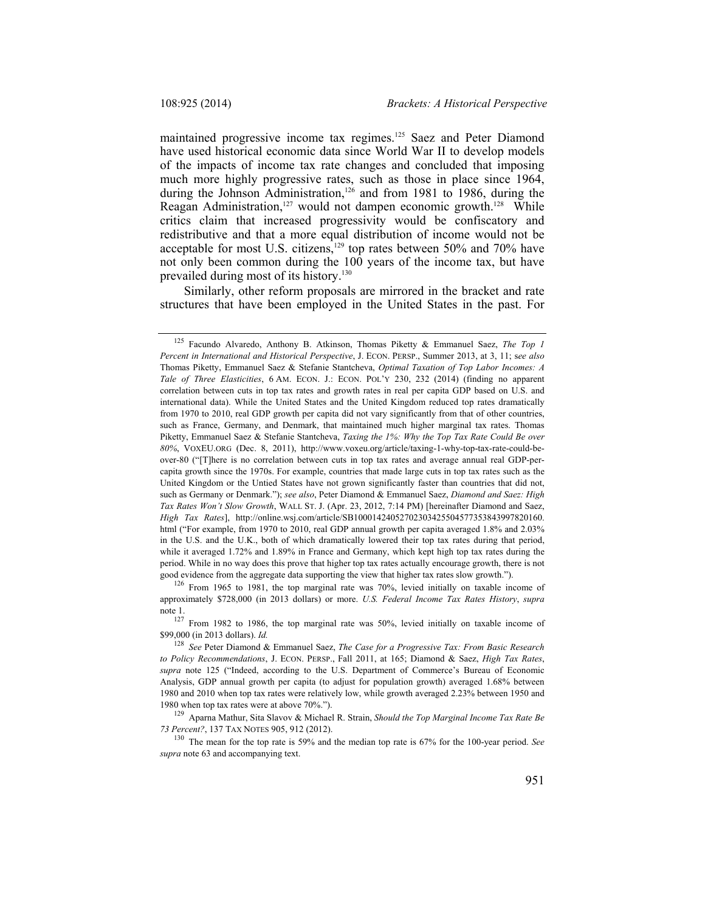maintained progressive income tax regimes.[125] Saez and Peter Diamond have used historical economic data since World War II to develop models of the impacts of income tax rate changes and concluded that imposing much more highly progressive rates, such as those in place since 1964, during the Johnson Administration,[126] and from 1981 to 1986, during the Reagan Administration,[127] would not dampen economic growth.[128] While critics claim that increased progressivity would be confiscatory and redistributive and that a more equal distribution of income would not be acceptable for most U.S. citizens,[129] top rates between 50% and 70% have not only been common during the 100 years of the income tax, but have prevailed during most of its history.[130]

Similarly, other reform proposals are mirrored in the bracket and rate structures that have been employed in the United States in the past. For

---

[125] Facundo Alvaredo, Anthony B. Atkinson, Thomas Piketty & Emmanuel Saez, *The Top 1 Percent in International and Historical Perspective*, J. ECON. PERSP., Summer 2013, at 3, 11; s*ee also* Thomas Piketty, Emmanuel Saez & Stefanie Stantcheva, *Optimal Taxation of Top Labor Incomes: A Tale of Three Elasticities*, 6 AM. ECON. J.: ECON. POL'Y 230, 232 (2014) (finding no apparent correlation between cuts in top tax rates and growth rates in real per capita GDP based on U.S. and international data). While the United States and the United Kingdom reduced top rates dramatically from 1970 to 2010, real GDP growth per capita did not vary significantly from that of other countries, such as France, Germany, and Denmark, that maintained much higher marginal tax rates. Thomas Piketty, Emmanuel Saez & Stefanie Stantcheva, *Taxing the 1%: Why the Top Tax Rate Could Be over 80%*, VOXEU.ORG (Dec. 8, 2011), http://www.voxeu.org/article/taxing-1-why-top-tax-rate-could-be-over-80 ("[T]here is no correlation between cuts in top tax rates and average annual real GDP-per-capita growth since the 1970s. For example, countries that made large cuts in top tax rates such as the United Kingdom or the Untied States have not grown significantly faster than countries that did not, such as Germany or Denmark."); *see also*, Peter Diamond & Emmanuel Saez, *Diamond and Saez: High Tax Rates Won't Slow Growth*, WALL ST. J. (Apr. 23, 2012, 7:14 PM) [hereinafter Diamond and Saez, *High Tax Rates*], http://online.wsj.com/article/SB10001424052702303425504577353843997820160.html ("For example, from 1970 to 2010, real GDP annual growth per capita averaged 1.8% and 2.03% in the U.S. and the U.K., both of which dramatically lowered their top tax rates during that period, while it averaged 1.72% and 1.89% in France and Germany, which kept high top tax rates during the period. While in no way does this prove that higher top tax rates actually encourage growth, there is not good evidence from the aggregate data supporting the view that higher tax rates slow growth.").

[126] From 1965 to 1981, the top marginal rate was 70%, levied initially on taxable income of approximately $728,000 (in 2013 dollars) or more. *U.S. Federal Income Tax Rates History*, *supra* note 1.

[127] From 1982 to 1986, the top marginal rate was 50%, levied initially on taxable income of $99,000 (in 2013 dollars). *Id.*

[128] *See* Peter Diamond & Emmanuel Saez, *The Case for a Progressive Tax: From Basic Research to Policy Recommendations*, J. ECON. PERSP., Fall 2011, at 165; Diamond & Saez, *High Tax Rates*, *supra* note 125 ("Indeed, according to the U.S. Department of Commerce's Bureau of Economic Analysis, GDP annual growth per capita (to adjust for population growth) averaged 1.68% between 1980 and 2010 when top tax rates were relatively low, while growth averaged 2.23% between 1950 and 1980 when top tax rates were at above 70%.").

[129] Aparna Mathur, Sita Slavov & Michael R. Strain, *Should the Top Marginal Income Tax Rate Be 73 Percent?*, 137 TAX NOTES 905, 912 (2012).

[130] The mean for the top rate is 59% and the median top rate is 67% for the 100-year period. *See supra* note 63 and accompanying text.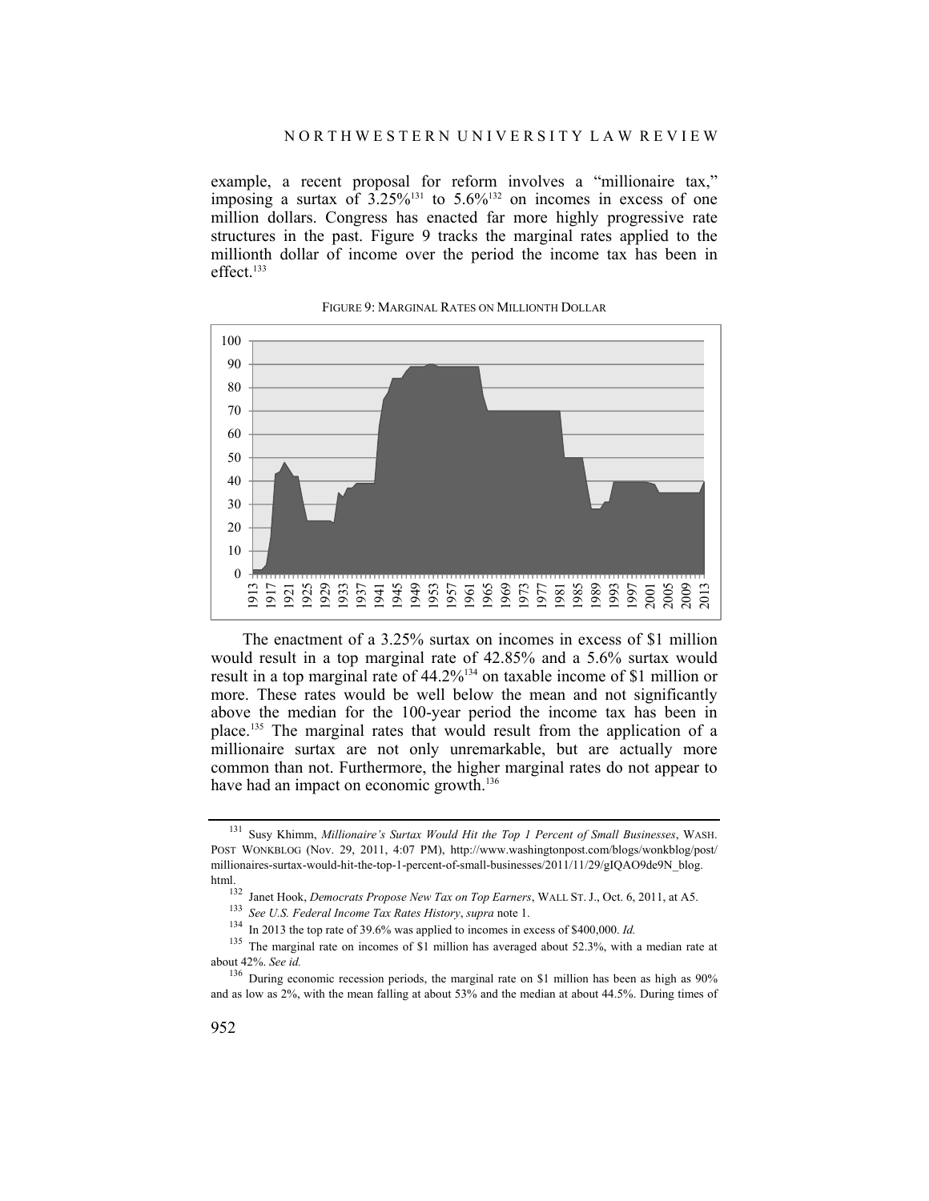example, a recent proposal for reform involves a "millionaire tax," imposing a surtax of 3.25%[131] to 5.6%[132] on incomes in excess of one million dollars. Congress has enacted far more highly progressive rate structures in the past. Figure 9 tracks the marginal rates applied to the millionth dollar of income over the period the income tax has been in effect.[133]

FIGURE 9: MARGINAL RATES ON MILLIONTH DOLLAR

The enactment of a 3.25% surtax on incomes in excess of $1 million would result in a top marginal rate of 42.85% and a 5.6% surtax would result in a top marginal rate of 44.2%[134] on taxable income of $1 million or more. These rates would be well below the mean and not significantly above the median for the 100-year period the income tax has been in place.[135] The marginal rates that would result from the application of a millionaire surtax are not only unremarkable, but are actually more common than not. Furthermore, the higher marginal rates do not appear to have had an impact on economic growth.[136]

---

[131] Susy Khimm, *Millionaire's Surtax Would Hit the Top 1 Percent of Small Businesses*, WASH. POST WONKBLOG (Nov. 29, 2011, 4:07 PM), http://www.washingtonpost.com/blogs/wonkblog/post/millionaires-surtax-would-hit-the-top-1-percent-of-small-businesses/2011/11/29/gIQAO9de9N_blog.html.

[132] Janet Hook, *Democrats Propose New Tax on Top Earners*, WALL ST. J., Oct. 6, 2011, at A5.

[133] *See U.S. Federal Income Tax Rates History*, *supra* note 1.

[134] In 2013 the top rate of 39.6% was applied to incomes in excess of $400,000. *Id.*

[135] The marginal rate on incomes of $1 million has averaged about 52.3%, with a median rate at about 42%. *See id.*

[136] During economic recession periods, the marginal rate on $1 million has been as high as 90% and as low as 2%, with the mean falling at about 53% and the median at about 44.5%. During times of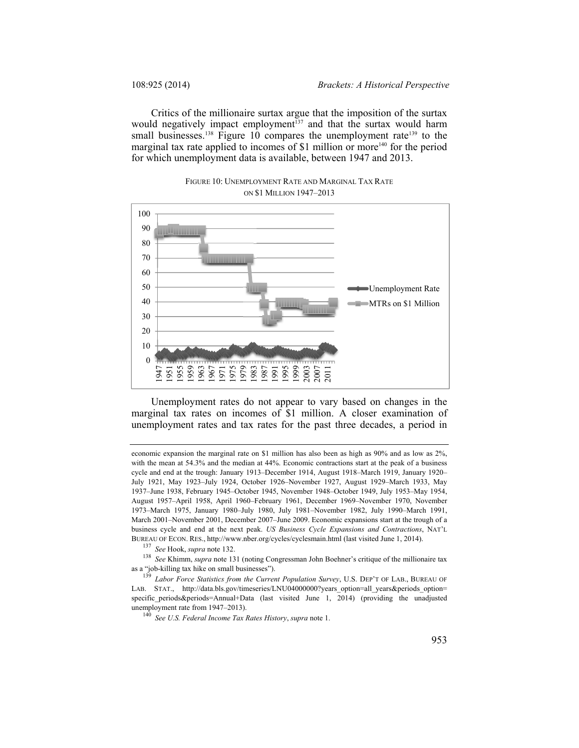Critics of the millionaire surtax argue that the imposition of the surtax would negatively impact employment[137] and that the surtax would harm small businesses.[138] Figure 10 compares the unemployment rate[139] to the marginal tax rate applied to incomes of $1 million or more[140] for the period for which unemployment data is available, between 1947 and 2013.

FIGURE 10: UNEMPLOYMENT RATE AND MARGINAL TAX RATE ON $1 MILLION 1947–2013

Unemployment rates do not appear to vary based on changes in the marginal tax rates on incomes of $1 million. A closer examination of unemployment rates and tax rates for the past three decades, a period in

---

economic expansion the marginal rate on $1 million has also been as high as 90% and as low as 2%, with the mean at 54.3% and the median at 44%. Economic contractions start at the peak of a business cycle and end at the trough: January 1913–December 1914, August 1918–March 1919, January 1920–July 1921, May 1923–July 1924, October 1926–November 1927, August 1929–March 1933, May 1937–June 1938, February 1945–October 1945, November 1948–October 1949, July 1953–May 1954, August 1957–April 1958, April 1960–February 1961, December 1969–November 1970, November 1973–March 1975, January 1980–July 1980, July 1981–November 1982, July 1990–March 1991, March 2001–November 2001, December 2007–June 2009. Economic expansions start at the trough of a business cycle and end at the next peak. *US Business Cycle Expansions and Contractions*, NAT'L BUREAU OF ECON. RES., http://www.nber.org/cycles/cyclesmain.html (last visited June 1, 2014).

[137] *See* Hook, *supra* note 132.

[138] *See* Khimm, *supra* note 131 (noting Congressman John Boehner's critique of the millionaire tax as a "job-killing tax hike on small businesses").

[139] *Labor Force Statistics from the Current Population Survey*, U.S. DEP'T OF LAB., BUREAU OF LAB. STAT., http://data.bls.gov/timeseries/LNU04000000?years_option=all_years&periods_option=specific_periods&periods=Annual+Data (last visited June 1, 2014) (providing the unadjusted unemployment rate from 1947–2013).

[140] *See U.S. Federal Income Tax Rates History*, *supra* note 1.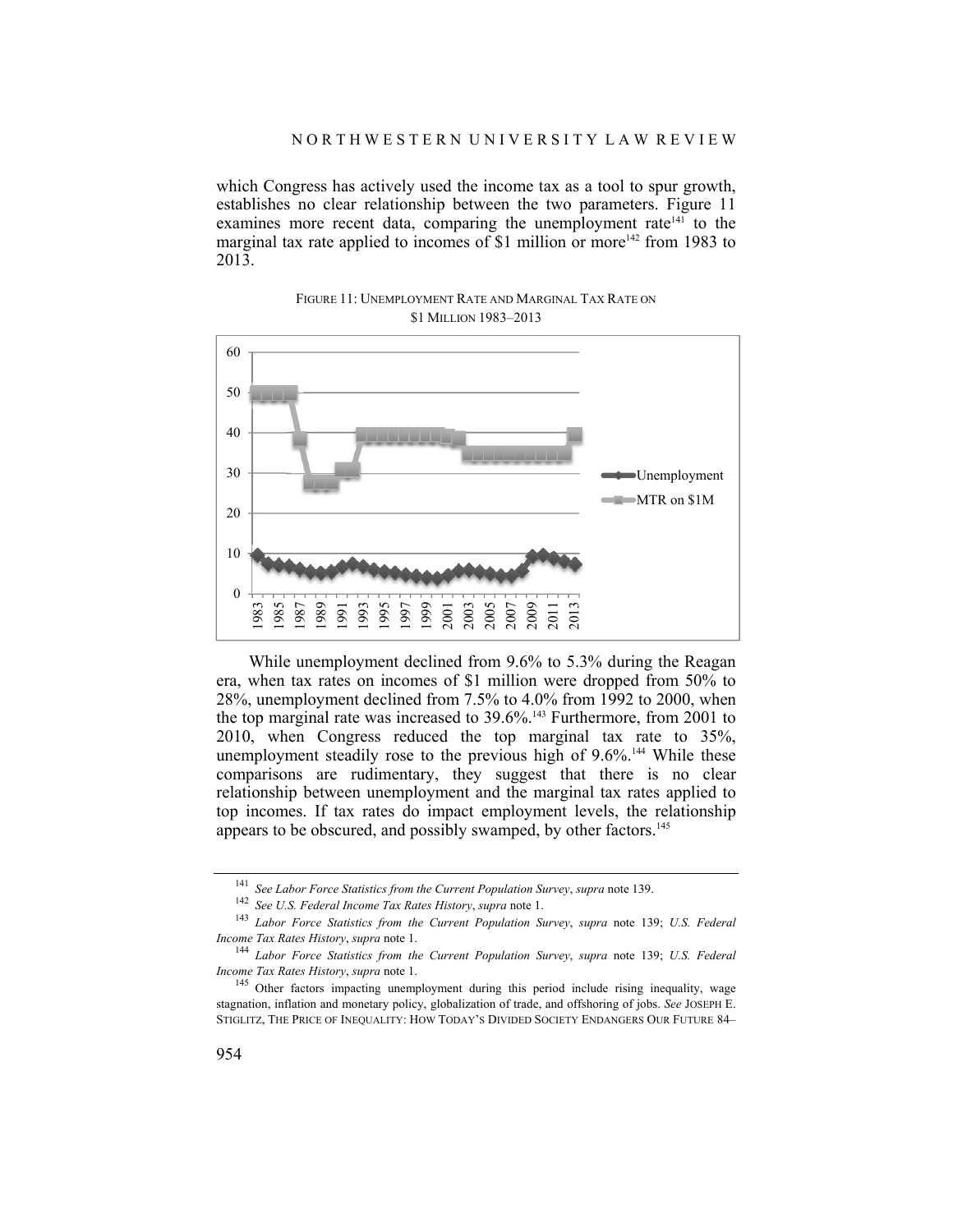which Congress has actively used the income tax as a tool to spur growth, establishes no clear relationship between the two parameters. Figure 11 examines more recent data, comparing the unemployment rate[141] to the marginal tax rate applied to incomes of $1 million or more[142] from 1983 to 2013.

FIGURE 11: UNEMPLOYMENT RATE AND MARGINAL TAX RATE ON $1 MILLION 1983–2013

While unemployment declined from 9.6% to 5.3% during the Reagan era, when tax rates on incomes of $1 million were dropped from 50% to 28%, unemployment declined from 7.5% to 4.0% from 1992 to 2000, when the top marginal rate was increased to 39.6%.[143] Furthermore, from 2001 to 2010, when Congress reduced the top marginal tax rate to 35%, unemployment steadily rose to the previous high of 9.6%.[144] While these comparisons are rudimentary, they suggest that there is no clear relationship between unemployment and the marginal tax rates applied to top incomes. If tax rates do impact employment levels, the relationship appears to be obscured, and possibly swamped, by other factors.[145]

---

[141] *See Labor Force Statistics from the Current Population Survey*, *supra* note 139.

[142] *See U.S. Federal Income Tax Rates History*, *supra* note 1.

[143] *Labor Force Statistics from the Current Population Survey*, *supra* note 139; *U.S. Federal Income Tax Rates History*, *supra* note 1.

[144] *Labor Force Statistics from the Current Population Survey*, *supra* note 139; *U.S. Federal Income Tax Rates History*, *supra* note 1.

[145] Other factors impacting unemployment during this period include rising inequality, wage stagnation, inflation and monetary policy, globalization of trade, and offshoring of jobs. *See* JOSEPH E. STIGLITZ, THE PRICE OF INEQUALITY: HOW TODAY'S DIVIDED SOCIETY ENDANGERS OUR FUTURE 84–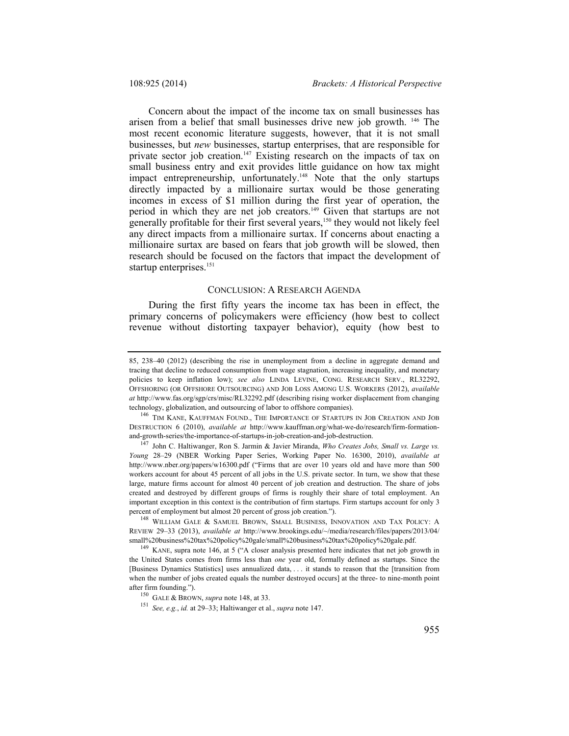Concern about the impact of the income tax on small businesses has arisen from a belief that small businesses drive new job growth. [146] The most recent economic literature suggests, however, that it is not small businesses, but *new* businesses, startup enterprises, that are responsible for private sector job creation.[147] Existing research on the impacts of tax on small business entry and exit provides little guidance on how tax might impact entrepreneurship, unfortunately.[148] Note that the only startups directly impacted by a millionaire surtax would be those generating incomes in excess of $1 million during the first year of operation, the period in which they are net job creators.[149] Given that startups are not generally profitable for their first several years,[150] they would not likely feel any direct impacts from a millionaire surtax. If concerns about enacting a millionaire surtax are based on fears that job growth will be slowed, then research should be focused on the factors that impact the development of startup enterprises.[151]

## CONCLUSION: A RESEARCH AGENDA

During the first fifty years the income tax has been in effect, the primary concerns of policymakers were efficiency (how best to collect revenue without distorting taxpayer behavior), equity (how best to

---

85, 238–40 (2012) (describing the rise in unemployment from a decline in aggregate demand and tracing that decline to reduced consumption from wage stagnation, increasing inequality, and monetary policies to keep inflation low); *see also* LINDA LEVINE, CONG. RESEARCH SERV., RL32292, OFFSHORING (OR OFFSHORE OUTSOURCING) AND JOB LOSS AMONG U.S. WORKERS (2012), *available at* http://www.fas.org/sgp/crs/misc/RL32292.pdf (describing rising worker displacement from changing technology, globalization, and outsourcing of labor to offshore companies).

[146] TIM KANE, KAUFFMAN FOUND., THE IMPORTANCE OF STARTUPS IN JOB CREATION AND JOB DESTRUCTION 6 (2010), *available at* http://www.kauffman.org/what-we-do/research/firm-formation-and-growth-series/the-importance-of-startups-in-job-creation-and-job-destruction.

[147] John C. Haltiwanger, Ron S. Jarmin & Javier Miranda, *Who Creates Jobs, Small vs. Large vs. Young* 28–29 (NBER Working Paper Series, Working Paper No. 16300, 2010), *available at* http://www.nber.org/papers/w16300.pdf ("Firms that are over 10 years old and have more than 500 workers account for about 45 percent of all jobs in the U.S. private sector. In turn, we show that these large, mature firms account for almost 40 percent of job creation and destruction. The share of jobs created and destroyed by different groups of firms is roughly their share of total employment. An important exception in this context is the contribution of firm startups. Firm startups account for only 3 percent of employment but almost 20 percent of gross job creation.").

[148] WILLIAM GALE & SAMUEL BROWN, SMALL BUSINESS, INNOVATION AND TAX POLICY: A REVIEW 29–33 (2013), *available at* http://www.brookings.edu/~/media/research/files/papers/2013/04/small%20business%20tax%20policy%20gale/small%20business%20tax%20policy%20gale.pdf.

[149] KANE, supra note 146, at 5 ("A closer analysis presented here indicates that net job growth in the United States comes from firms less than *one* year old, formally defined as startups. Since the [Business Dynamics Statistics] uses annualized data, . . . it stands to reason that the [transition from when the number of jobs created equals the number destroyed occurs] at the three- to nine-month point after firm founding.").

[150] GALE & BROWN, *supra* note 148, at 33.

[151] *See, e.g.*, *id.* at 29–33; Haltiwanger et al., *supra* note 147.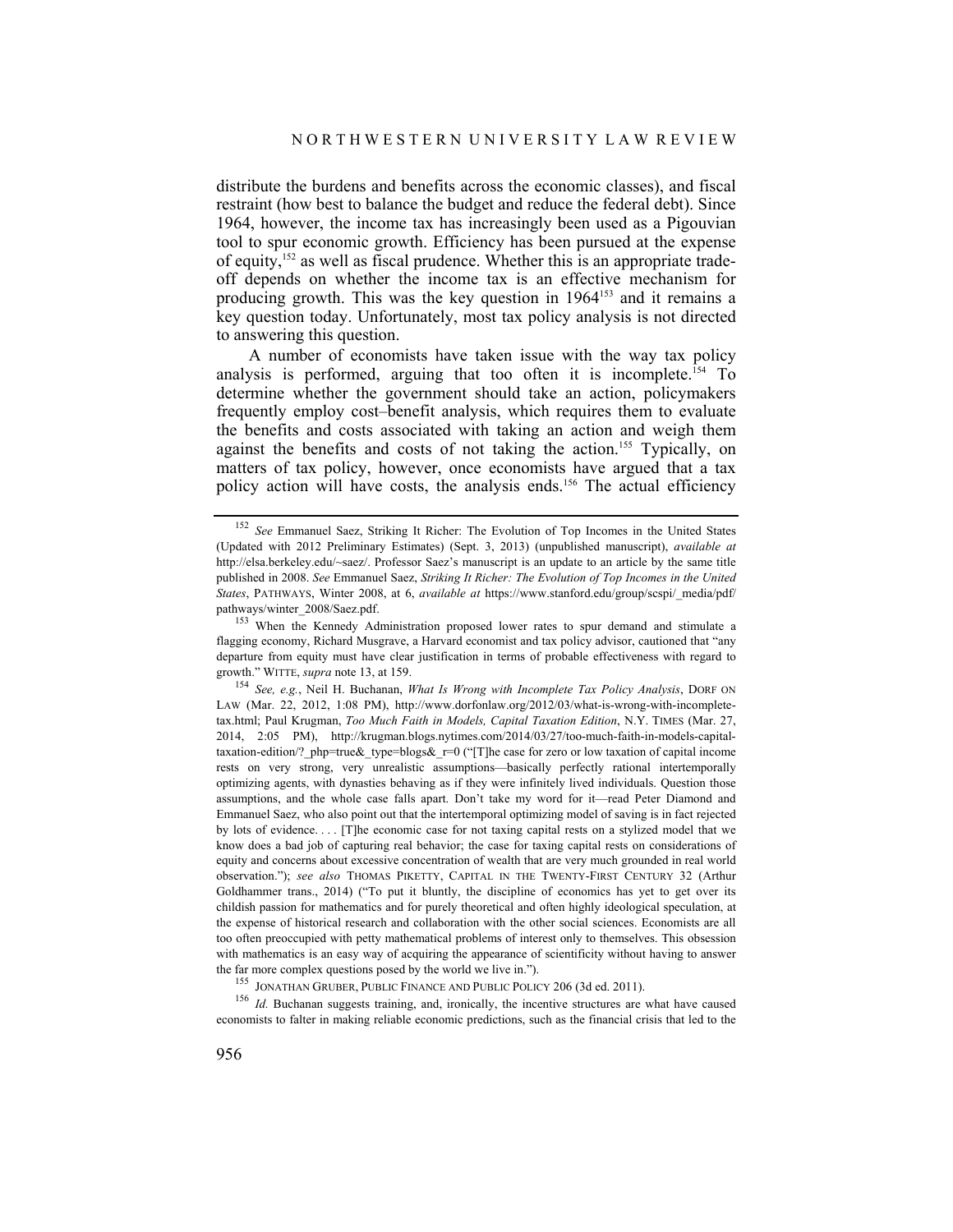distribute the burdens and benefits across the economic classes), and fiscal restraint (how best to balance the budget and reduce the federal debt). Since 1964, however, the income tax has increasingly been used as a Pigouvian tool to spur economic growth. Efficiency has been pursued at the expense of equity,[152] as well as fiscal prudence. Whether this is an appropriate trade-off depends on whether the income tax is an effective mechanism for producing growth. This was the key question in 1964[153] and it remains a key question today. Unfortunately, most tax policy analysis is not directed to answering this question.

A number of economists have taken issue with the way tax policy analysis is performed, arguing that too often it is incomplete.[154] To determine whether the government should take an action, policymakers frequently employ cost–benefit analysis, which requires them to evaluate the benefits and costs associated with taking an action and weigh them against the benefits and costs of not taking the action.[155] Typically, on matters of tax policy, however, once economists have argued that a tax policy action will have costs, the analysis ends.[156] The actual efficiency

---

[152] *See* Emmanuel Saez, Striking It Richer: The Evolution of Top Incomes in the United States (Updated with 2012 Preliminary Estimates) (Sept. 3, 2013) (unpublished manuscript), *available at* http://elsa.berkeley.edu/~saez/. Professor Saez's manuscript is an update to an article by the same title published in 2008. *See* Emmanuel Saez, *Striking It Richer: The Evolution of Top Incomes in the United States*, PATHWAYS, Winter 2008, at 6, *available at* https://www.stanford.edu/group/scspi/_media/pdf/pathways/winter_2008/Saez.pdf.

[153] When the Kennedy Administration proposed lower rates to spur demand and stimulate a flagging economy, Richard Musgrave, a Harvard economist and tax policy advisor, cautioned that "any departure from equity must have clear justification in terms of probable effectiveness with regard to growth." WITTE, *supra* note 13, at 159.

[154] *See, e.g.*, Neil H. Buchanan, *What Is Wrong with Incomplete Tax Policy Analysis*, DORF ON LAW (Mar. 22, 2012, 1:08 PM), http://www.dorfonlaw.org/2012/03/what-is-wrong-with-incomplete-tax.html; Paul Krugman, *Too Much Faith in Models, Capital Taxation Edition*, N.Y. TIMES (Mar. 27, 2014, 2:05 PM), http://krugman.blogs.nytimes.com/2014/03/27/too-much-faith-in-models-capital-taxation-edition/?_php=true&_type=blogs&_r=0 ("[T]he case for zero or low taxation of capital income rests on very strong, very unrealistic assumptions—basically perfectly rational intertemporally optimizing agents, with dynasties behaving as if they were infinitely lived individuals. Question those assumptions, and the whole case falls apart. Don't take my word for it—read Peter Diamond and Emmanuel Saez, who also point out that the intertemporal optimizing model of saving is in fact rejected by lots of evidence. . . . [T]he economic case for not taxing capital rests on a stylized model that we know does a bad job of capturing real behavior; the case for taxing capital rests on considerations of equity and concerns about excessive concentration of wealth that are very much grounded in real world observation."); *see also* THOMAS PIKETTY, CAPITAL IN THE TWENTY-FIRST CENTURY 32 (Arthur Goldhammer trans., 2014) ("To put it bluntly, the discipline of economics has yet to get over its childish passion for mathematics and for purely theoretical and often highly ideological speculation, at the expense of historical research and collaboration with the other social sciences. Economists are all too often preoccupied with petty mathematical problems of interest only to themselves. This obsession with mathematics is an easy way of acquiring the appearance of scientificity without having to answer the far more complex questions posed by the world we live in.").

[155] JONATHAN GRUBER, PUBLIC FINANCE AND PUBLIC POLICY 206 (3d ed. 2011).

[156] *Id.* Buchanan suggests training, and, ironically, the incentive structures are what have caused economists to falter in making reliable economic predictions, such as the financial crisis that led to the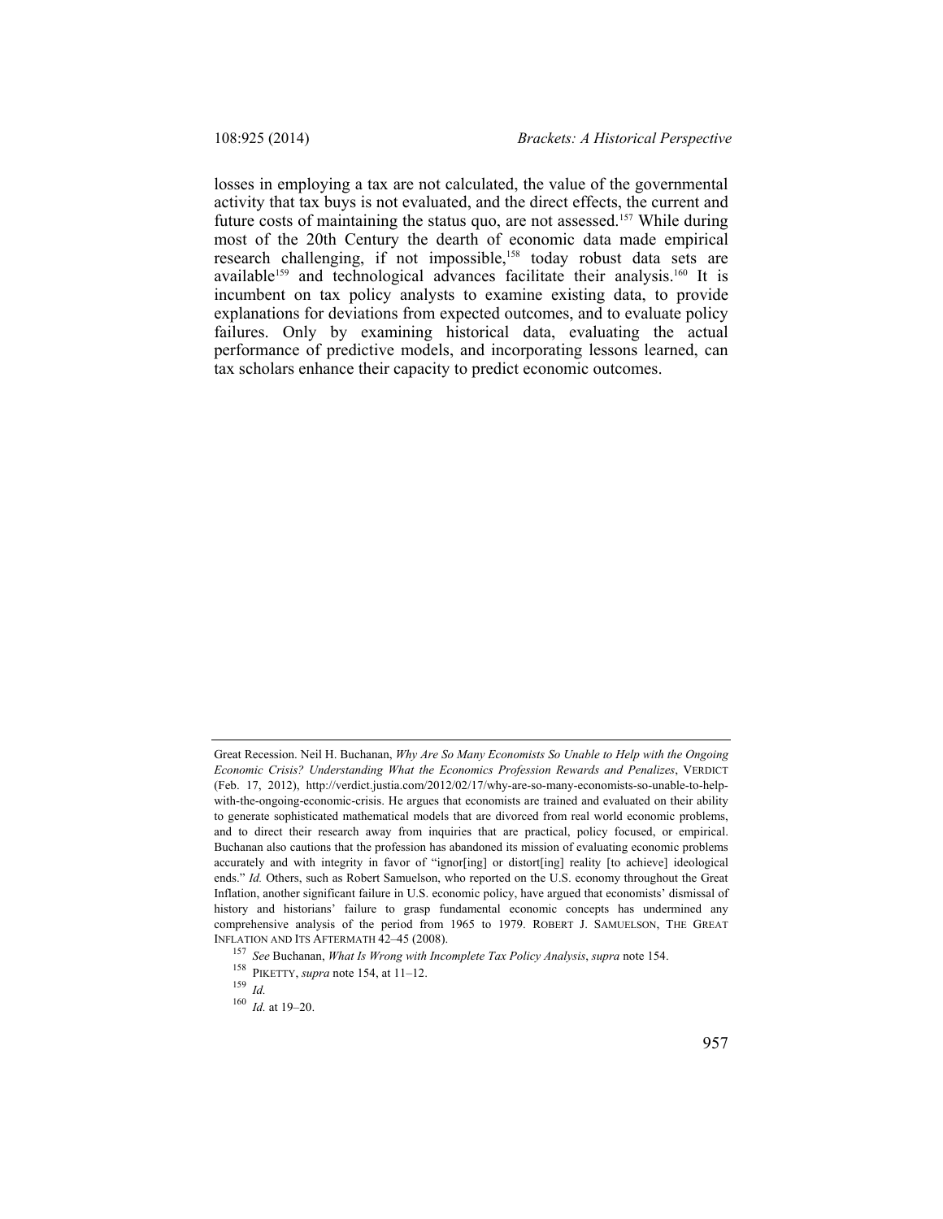losses in employing a tax are not calculated, the value of the governmental activity that tax buys is not evaluated, and the direct effects, the current and future costs of maintaining the status quo, are not assessed.[157] While during most of the 20th Century the dearth of economic data made empirical research challenging, if not impossible,[158] today robust data sets are available[159] and technological advances facilitate their analysis.[160] It is incumbent on tax policy analysts to examine existing data, to provide explanations for deviations from expected outcomes, and to evaluate policy failures. Only by examining historical data, evaluating the actual performance of predictive models, and incorporating lessons learned, can tax scholars enhance their capacity to predict economic outcomes.

---

Great Recession. Neil H. Buchanan, *Why Are So Many Economists So Unable to Help with the Ongoing Economic Crisis? Understanding What the Economics Profession Rewards and Penalizes*, VERDICT (Feb. 17, 2012), http://verdict.justia.com/2012/02/17/why-are-so-many-economists-so-unable-to-help-with-the-ongoing-economic-crisis. He argues that economists are trained and evaluated on their ability to generate sophisticated mathematical models that are divorced from real world economic problems, and to direct their research away from inquiries that are practical, policy focused, or empirical. Buchanan also cautions that the profession has abandoned its mission of evaluating economic problems accurately and with integrity in favor of "ignor[ing] or distort[ing] reality [to achieve] ideological ends." *Id.* Others, such as Robert Samuelson, who reported on the U.S. economy throughout the Great Inflation, another significant failure in U.S. economic policy, have argued that economists' dismissal of history and historians' failure to grasp fundamental economic concepts has undermined any comprehensive analysis of the period from 1965 to 1979. ROBERT J. SAMUELSON, THE GREAT INFLATION AND ITS AFTERMATH 42–45 (2008).

[157] *See* Buchanan, *What Is Wrong with Incomplete Tax Policy Analysis*, *supra* note 154.

[158] PIKETTY, *supra* note 154, at 11–12.

[159] *Id.*

[160] *Id.* at 19–20.